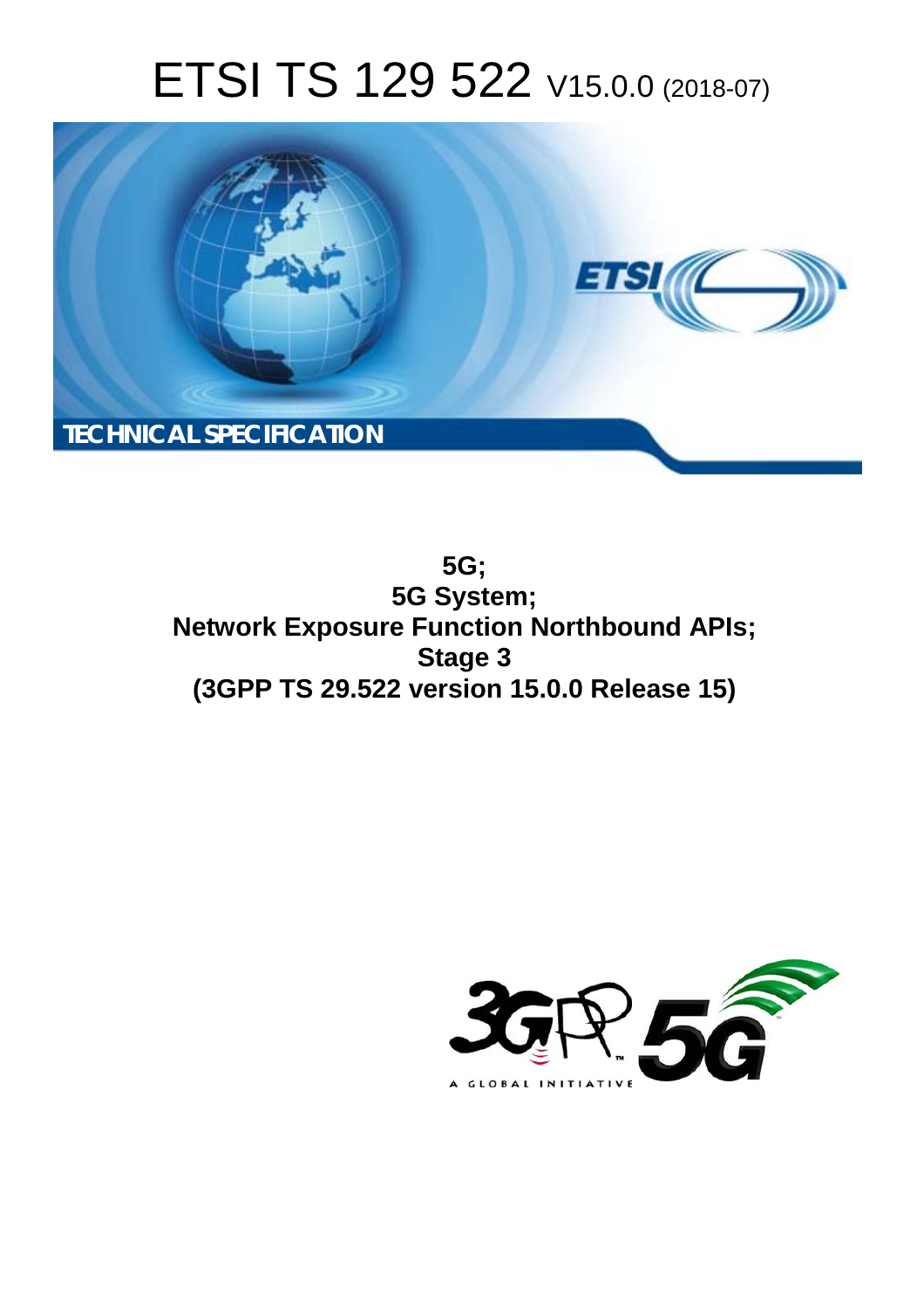# ETSI TS 129 522 V15.0.0 (2018-07)

**TECHNICAL SPECIFICATION**

**5G;**
**5G System;**
**Network Exposure Function Northbound APIs;**
**Stage 3**
**(3GPP TS 29.522 version 15.0.0 Release 15)**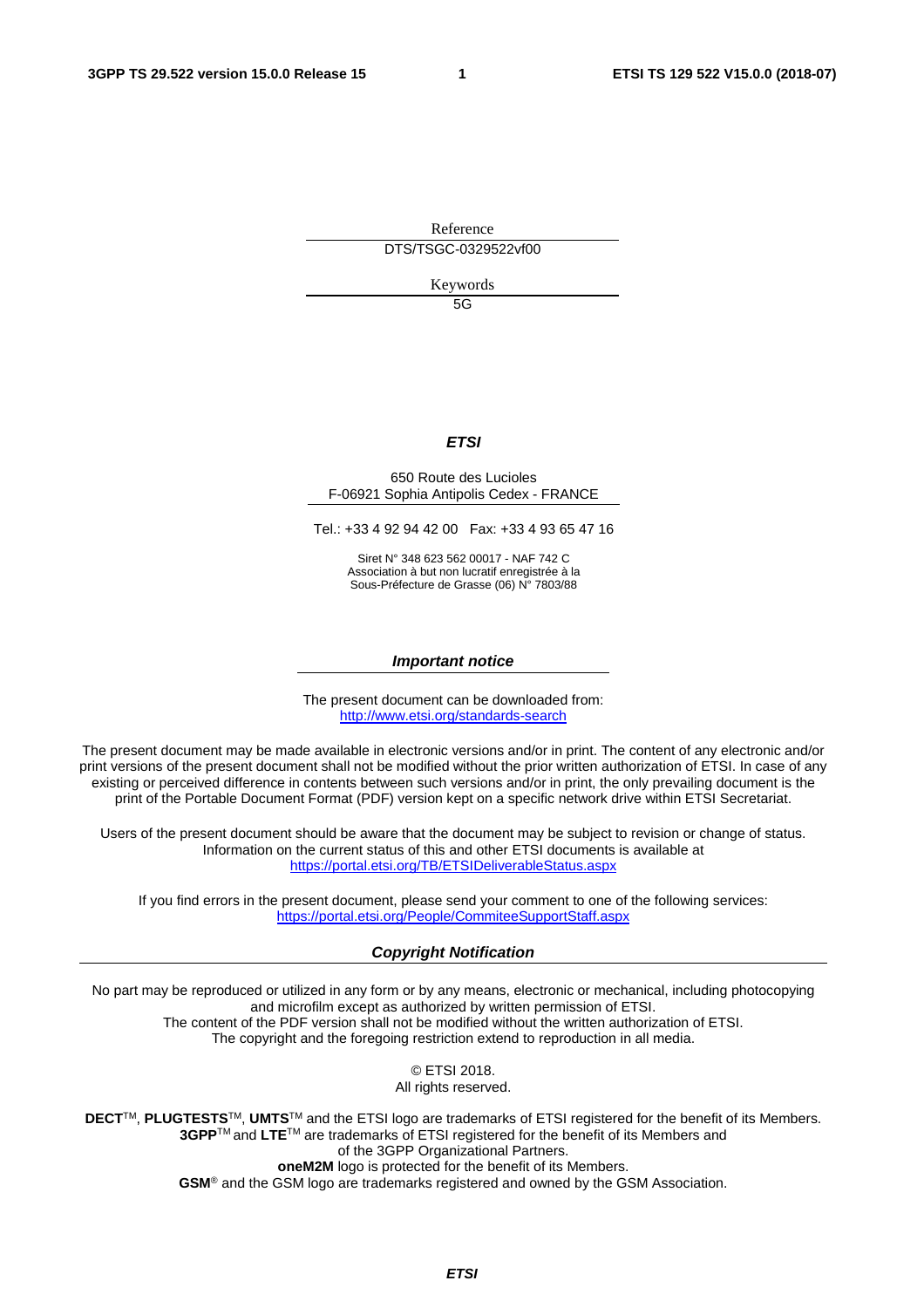Reference

DTS/TSGC-0329522vf00

Keywords

5G

***ETSI***

650 Route des Lucioles
F-06921 Sophia Antipolis Cedex - FRANCE

Tel.: +33 4 92 94 42 00   Fax: +33 4 93 65 47 16

Siret N° 348 623 562 00017 - NAF 742 C
Association à but non lucratif enregistrée à la
Sous-Préfecture de Grasse (06) N° 7803/88

***Important notice***

The present document can be downloaded from:
http://www.etsi.org/standards-search

The present document may be made available in electronic versions and/or in print. The content of any electronic and/or print versions of the present document shall not be modified without the prior written authorization of ETSI. In case of any existing or perceived difference in contents between such versions and/or in print, the only prevailing document is the print of the Portable Document Format (PDF) version kept on a specific network drive within ETSI Secretariat.

Users of the present document should be aware that the document may be subject to revision or change of status. Information on the current status of this and other ETSI documents is available at
https://portal.etsi.org/TB/ETSIDeliverableStatus.aspx

If you find errors in the present document, please send your comment to one of the following services:
https://portal.etsi.org/People/CommiteeSupportStaff.aspx

***Copyright Notification***

No part may be reproduced or utilized in any form or by any means, electronic or mechanical, including photocopying and microfilm except as authorized by written permission of ETSI.
The content of the PDF version shall not be modified without the written authorization of ETSI.
The copyright and the foregoing restriction extend to reproduction in all media.

© ETSI 2018.
All rights reserved.

**DECT**™, **PLUGTESTS**™, **UMTS**™ and the ETSI logo are trademarks of ETSI registered for the benefit of its Members.
**3GPP**™ and **LTE**™ are trademarks of ETSI registered for the benefit of its Members and of the 3GPP Organizational Partners.
**oneM2M** logo is protected for the benefit of its Members.
**GSM**® and the GSM logo are trademarks registered and owned by the GSM Association.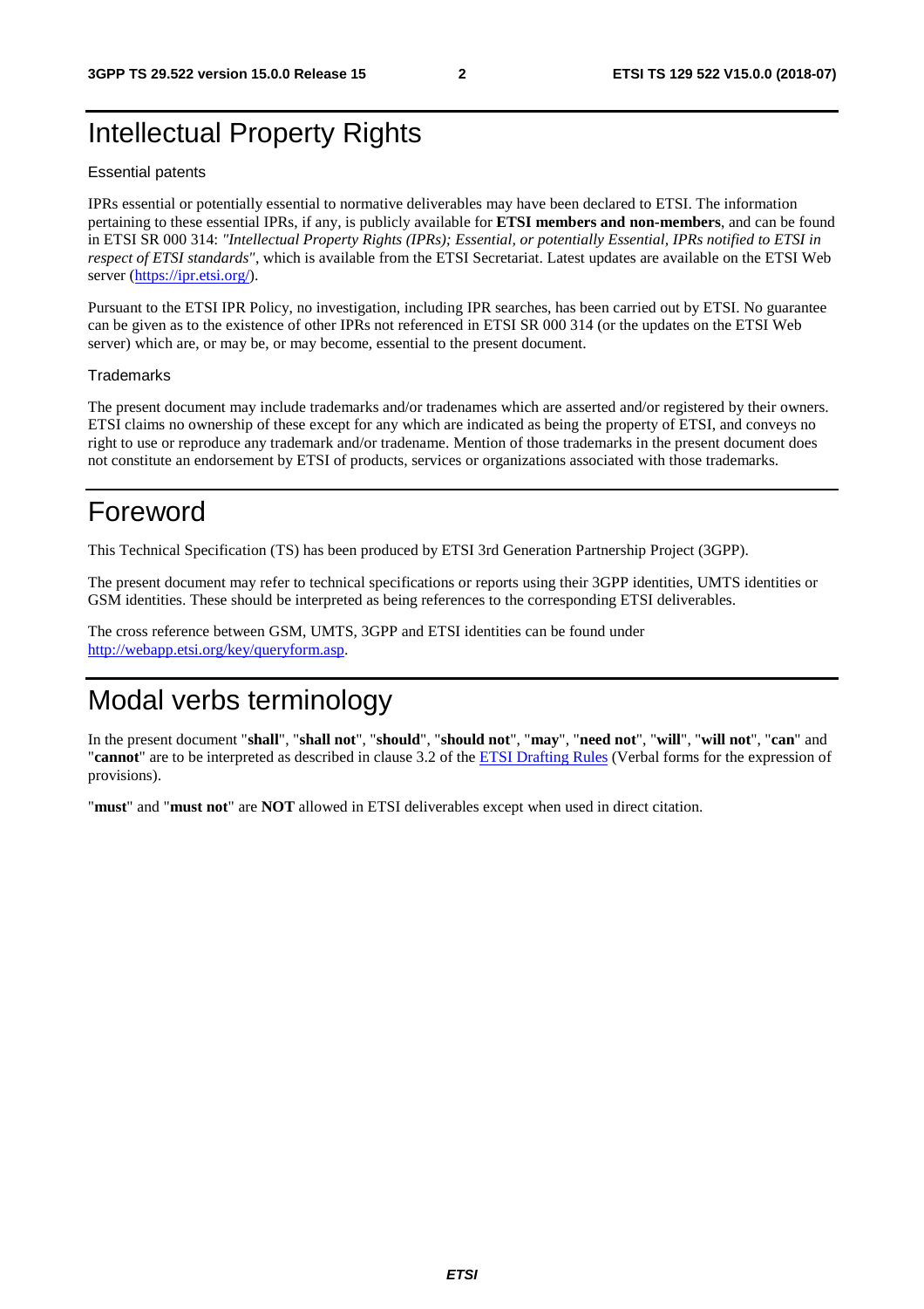# Intellectual Property Rights

Essential patents

IPRs essential or potentially essential to normative deliverables may have been declared to ETSI. The information pertaining to these essential IPRs, if any, is publicly available for **ETSI members and non-members**, and can be found in ETSI SR 000 314: *"Intellectual Property Rights (IPRs); Essential, or potentially Essential, IPRs notified to ETSI in respect of ETSI standards"*, which is available from the ETSI Secretariat. Latest updates are available on the ETSI Web server (https://ipr.etsi.org/).

Pursuant to the ETSI IPR Policy, no investigation, including IPR searches, has been carried out by ETSI. No guarantee can be given as to the existence of other IPRs not referenced in ETSI SR 000 314 (or the updates on the ETSI Web server) which are, or may be, or may become, essential to the present document.

Trademarks

The present document may include trademarks and/or tradenames which are asserted and/or registered by their owners. ETSI claims no ownership of these except for any which are indicated as being the property of ETSI, and conveys no right to use or reproduce any trademark and/or tradename. Mention of those trademarks in the present document does not constitute an endorsement by ETSI of products, services or organizations associated with those trademarks.

# Foreword

This Technical Specification (TS) has been produced by ETSI 3rd Generation Partnership Project (3GPP).

The present document may refer to technical specifications or reports using their 3GPP identities, UMTS identities or GSM identities. These should be interpreted as being references to the corresponding ETSI deliverables.

The cross reference between GSM, UMTS, 3GPP and ETSI identities can be found under http://webapp.etsi.org/key/queryform.asp.

# Modal verbs terminology

In the present document "**shall**", "**shall not**", "**should**", "**should not**", "**may**", "**need not**", "**will**", "**will not**", "**can**" and "**cannot**" are to be interpreted as described in clause 3.2 of the ETSI Drafting Rules (Verbal forms for the expression of provisions).

"**must**" and "**must not**" are **NOT** allowed in ETSI deliverables except when used in direct citation.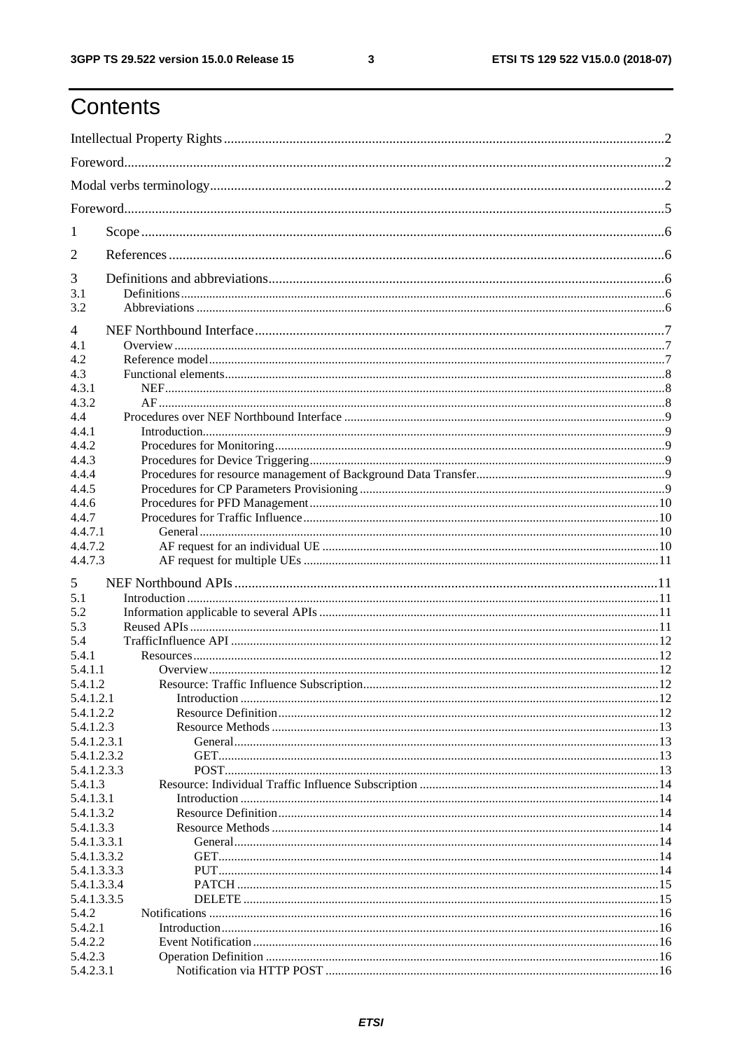# Contents

Intellectual Property Rights ...................................................................................................................................2

Foreword.............................................................................................................................................................2

Modal verbs terminology....................................................................................................................................2

Foreword.............................................................................................................................................................5

1 Scope ........................................................................................................................................................6

2 References ................................................................................................................................................6

3 Definitions and abbreviations...................................................................................................................6

3.1 Definitions..........................................................................................................................................................6

3.2 Abbreviations .....................................................................................................................................................6

4 NEF Northbound Interface .......................................................................................................................7

4.1 Overview ............................................................................................................................................................7

4.2 Reference model.................................................................................................................................................7

4.3 Functional elements............................................................................................................................................8

4.3.1 NEF..............................................................................................................................................................8

4.3.2 AF ................................................................................................................................................................8

4.4 Procedures over NEF Northbound Interface .......................................................................................................9

4.4.1 Introduction..................................................................................................................................................9

4.4.2 Procedures for Monitoring............................................................................................................................9

4.4.3 Procedures for Device Triggering.................................................................................................................9

4.4.4 Procedures for resource management of Background Data Transfer...........................................................9

4.4.5 Procedures for CP Parameters Provisioning .................................................................................................9

4.4.6 Procedures for PFD Management...............................................................................................................10

4.4.7 Procedures for Traffic Influence ................................................................................................................10

4.4.7.1 General.................................................................................................................................................10

4.4.7.2 AF request for an individual UE ..........................................................................................................10

4.4.7.3 AF request for multiple UEs ................................................................................................................11

5 NEF Northbound APIs ............................................................................................................................11

5.1 Introduction ......................................................................................................................................................11

5.2 Information applicable to several APIs ............................................................................................................11

5.3 Reused APIs .....................................................................................................................................................11

5.4 TrafficInfluence API ........................................................................................................................................12

5.4.1 Resources ...................................................................................................................................................12

5.4.1.1 Overview..............................................................................................................................................12

5.4.1.2 Resource: Traffic Influence Subscription.............................................................................................12

5.4.1.2.1 Introduction ...................................................................................................................................12

5.4.1.2.2 Resource Definition.......................................................................................................................12

5.4.1.2.3 Resource Methods .........................................................................................................................13

5.4.1.2.3.1 General.....................................................................................................................................13

5.4.1.2.3.2 GET..........................................................................................................................................13

5.4.1.2.3.3 POST........................................................................................................................................13

5.4.1.3 Resource: Individual Traffic Influence Subscription ...........................................................................14

5.4.1.3.1 Introduction ...................................................................................................................................14

5.4.1.3.2 Resource Definition.......................................................................................................................14

5.4.1.3.3 Resource Methods .........................................................................................................................14

5.4.1.3.3.1 General.....................................................................................................................................14

5.4.1.3.3.2 GET..........................................................................................................................................14

5.4.1.3.3.3 PUT..........................................................................................................................................14

5.4.1.3.3.4 PATCH ....................................................................................................................................15

5.4.1.3.3.5 DELETE ..................................................................................................................................15

5.4.2 Notifications ...............................................................................................................................................16

5.4.2.1 Introduction..........................................................................................................................................16

5.4.2.2 Event Notification ...............................................................................................................................16

5.4.2.3 Operation Definition ............................................................................................................................16

5.4.2.3.1 Notification via HTTP POST ........................................................................................................16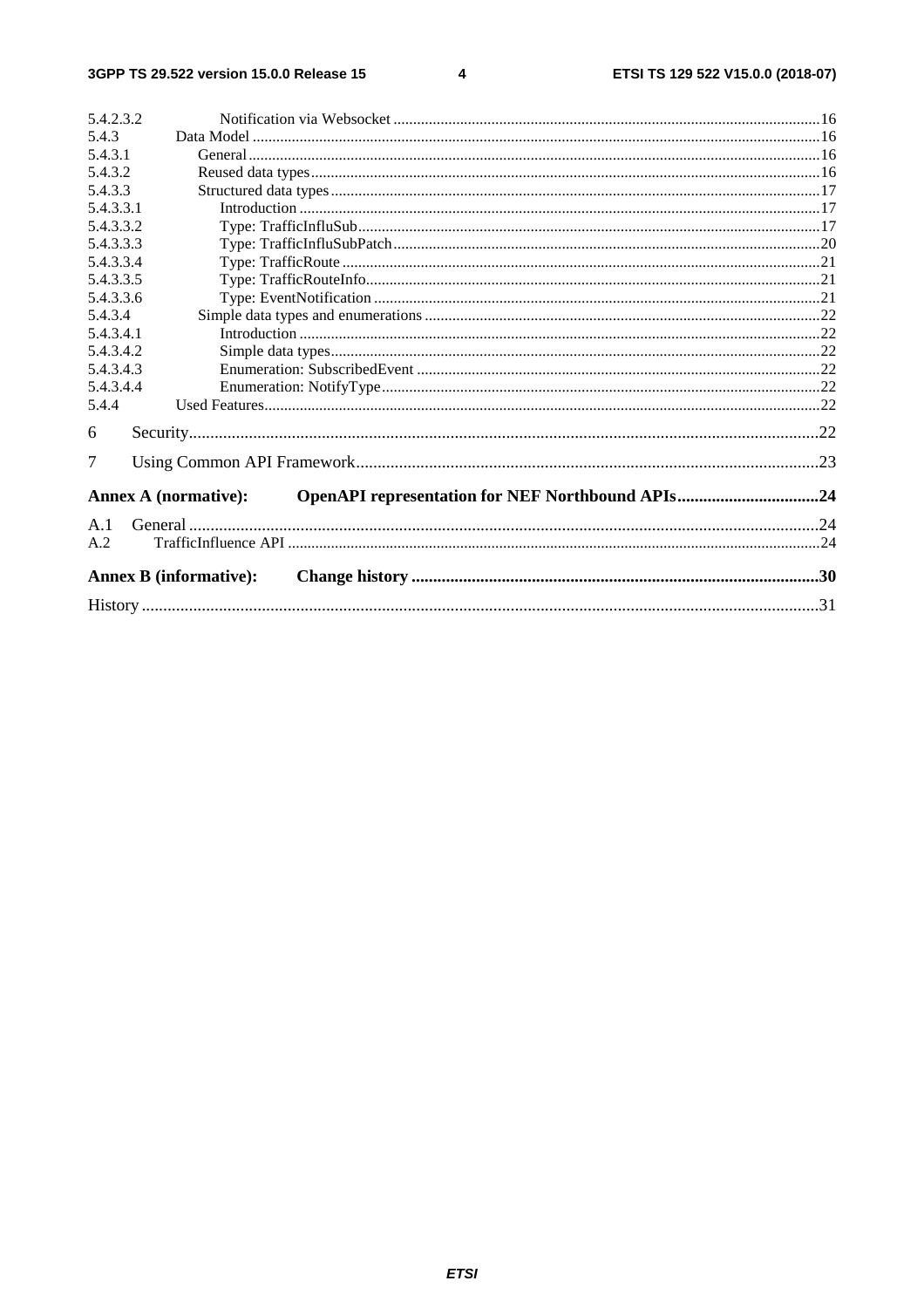5.4.2.3.2 Notification via Websocket ..... 16
5.4.3 Data Model ..... 16
5.4.3.1 General ..... 16
5.4.3.2 Reused data types ..... 16
5.4.3.3 Structured data types ..... 17
5.4.3.3.1 Introduction ..... 17
5.4.3.3.2 Type: TrafficInfluSub ..... 17
5.4.3.3.3 Type: TrafficInfluSubPatch ..... 20
5.4.3.3.4 Type: TrafficRoute ..... 21
5.4.3.3.5 Type: TrafficRouteInfo ..... 21
5.4.3.3.6 Type: EventNotification ..... 21
5.4.3.4 Simple data types and enumerations ..... 22
5.4.3.4.1 Introduction ..... 22
5.4.3.4.2 Simple data types ..... 22
5.4.3.4.3 Enumeration: SubscribedEvent ..... 22
5.4.3.4.4 Enumeration: NotifyType ..... 22
5.4.4 Used Features ..... 22

6 Security ..... 22

7 Using Common API Framework ..... 23

**Annex A (normative): OpenAPI representation for NEF Northbound APIs ..... 24**

A.1 General ..... 24
A.2 TrafficInfluence API ..... 24

**Annex B (informative): Change history ..... 30**

History ..... 31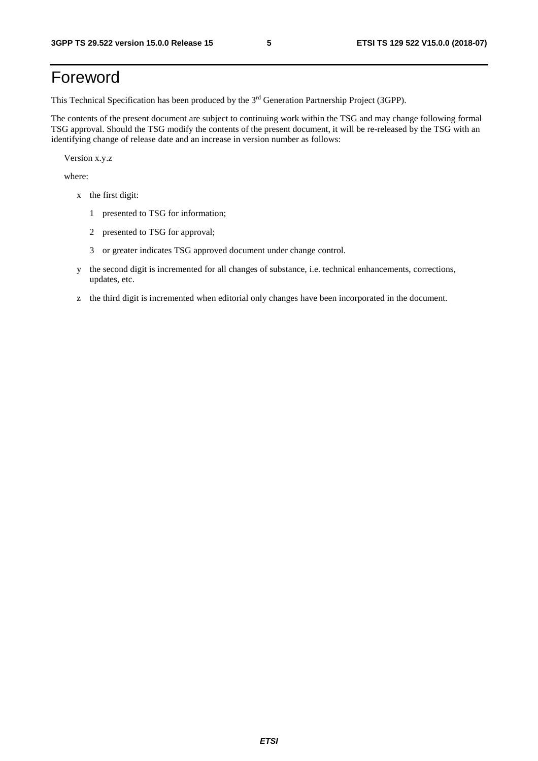# Foreword

This Technical Specification has been produced by the 3rd Generation Partnership Project (3GPP).

The contents of the present document are subject to continuing work within the TSG and may change following formal TSG approval. Should the TSG modify the contents of the present document, it will be re-released by the TSG with an identifying change of release date and an increase in version number as follows:

Version x.y.z

where:

- x the first digit:
  - 1 presented to TSG for information;
  - 2 presented to TSG for approval;
  - 3 or greater indicates TSG approved document under change control.
- y the second digit is incremented for all changes of substance, i.e. technical enhancements, corrections, updates, etc.
- z the third digit is incremented when editorial only changes have been incorporated in the document.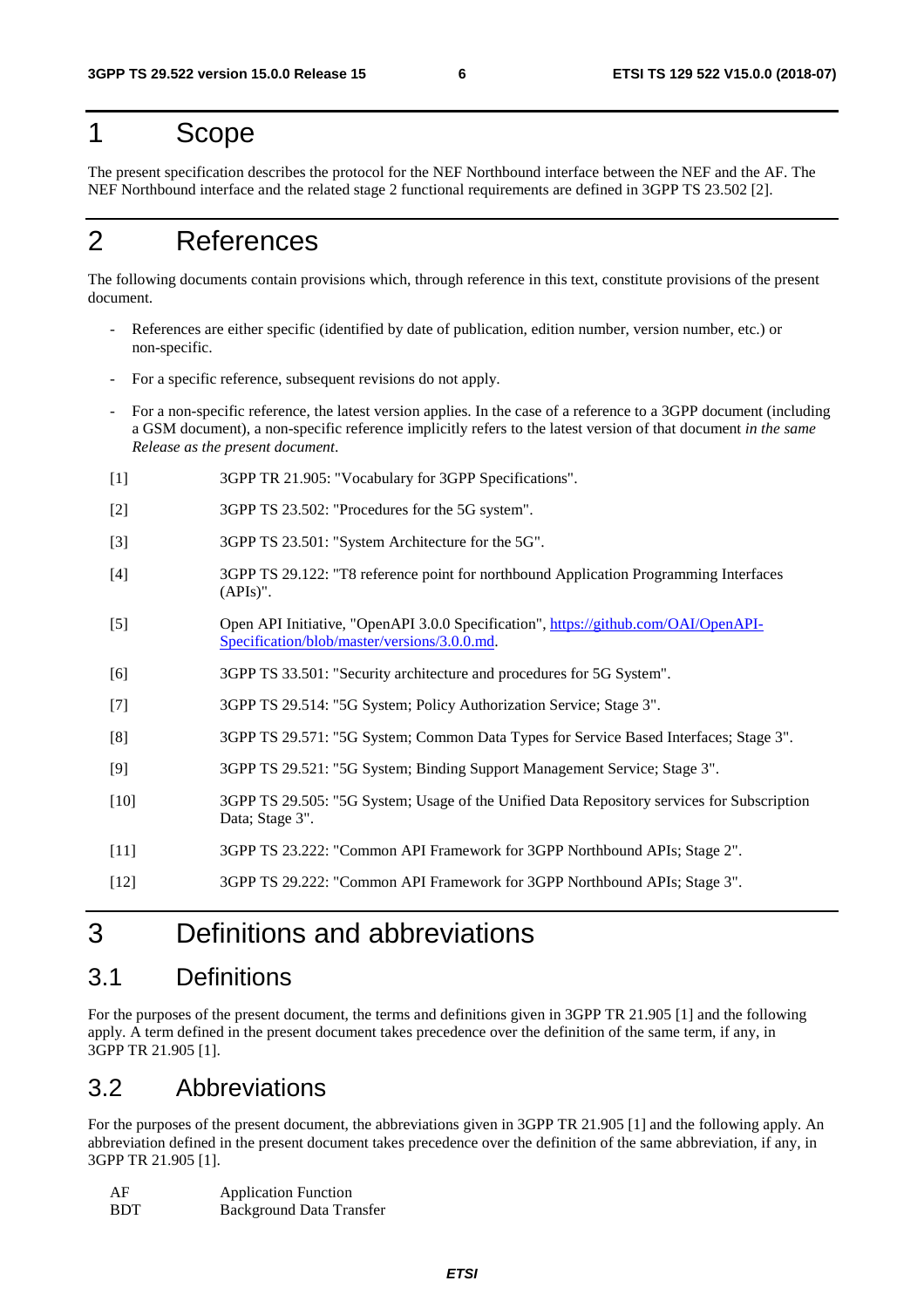# 1 Scope

The present specification describes the protocol for the NEF Northbound interface between the NEF and the AF. The NEF Northbound interface and the related stage 2 functional requirements are defined in 3GPP TS 23.502 [2].

# 2 References

The following documents contain provisions which, through reference in this text, constitute provisions of the present document.

- References are either specific (identified by date of publication, edition number, version number, etc.) or non-specific.
- For a specific reference, subsequent revisions do not apply.
- For a non-specific reference, the latest version applies. In the case of a reference to a 3GPP document (including a GSM document), a non-specific reference implicitly refers to the latest version of that document *in the same Release as the present document*.

[1] 3GPP TR 21.905: "Vocabulary for 3GPP Specifications".

[2] 3GPP TS 23.502: "Procedures for the 5G system".

[3] 3GPP TS 23.501: "System Architecture for the 5G".

[4] 3GPP TS 29.122: "T8 reference point for northbound Application Programming Interfaces (APIs)".

[5] Open API Initiative, "OpenAPI 3.0.0 Specification", https://github.com/OAI/OpenAPI-Specification/blob/master/versions/3.0.0.md.

[6] 3GPP TS 33.501: "Security architecture and procedures for 5G System".

[7] 3GPP TS 29.514: "5G System; Policy Authorization Service; Stage 3".

[8] 3GPP TS 29.571: "5G System; Common Data Types for Service Based Interfaces; Stage 3".

[9] 3GPP TS 29.521: "5G System; Binding Support Management Service; Stage 3".

[10] 3GPP TS 29.505: "5G System; Usage of the Unified Data Repository services for Subscription Data; Stage 3".

[11] 3GPP TS 23.222: "Common API Framework for 3GPP Northbound APIs; Stage 2".

[12] 3GPP TS 29.222: "Common API Framework for 3GPP Northbound APIs; Stage 3".

# 3 Definitions and abbreviations

## 3.1 Definitions

For the purposes of the present document, the terms and definitions given in 3GPP TR 21.905 [1] and the following apply. A term defined in the present document takes precedence over the definition of the same term, if any, in 3GPP TR 21.905 [1].

## 3.2 Abbreviations

For the purposes of the present document, the abbreviations given in 3GPP TR 21.905 [1] and the following apply. An abbreviation defined in the present document takes precedence over the definition of the same abbreviation, if any, in 3GPP TR 21.905 [1].

AF Application Function
BDT Background Data Transfer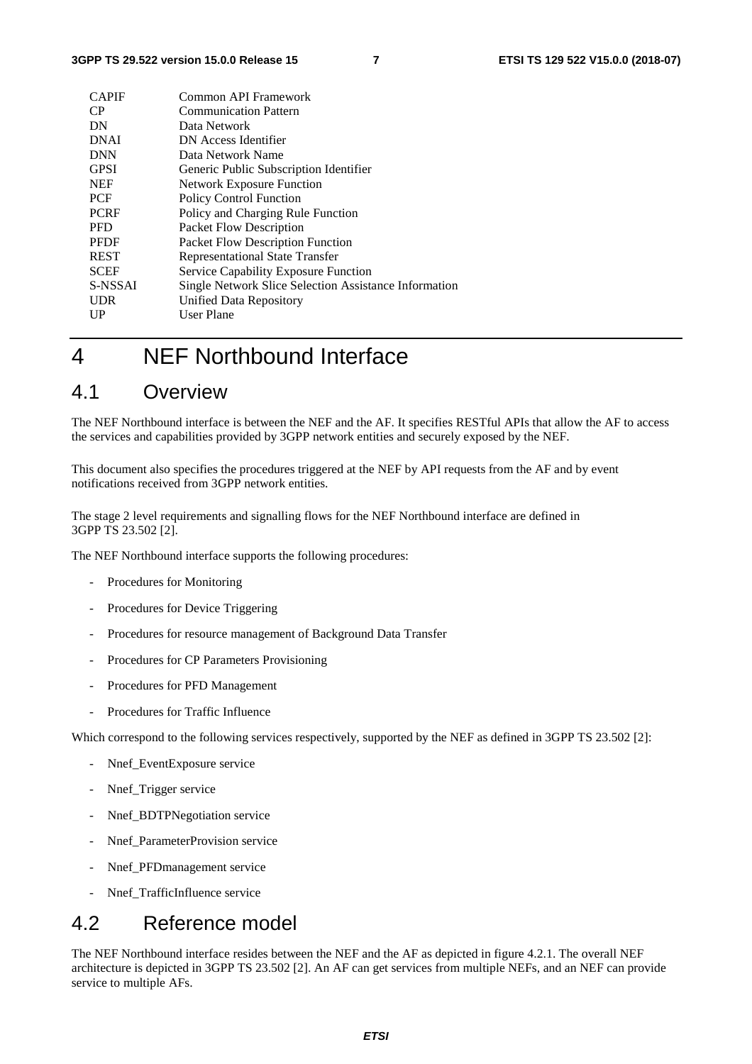| | |
|---|---|
| CAPIF | Common API Framework |
| CP | Communication Pattern |
| DN | Data Network |
| DNAI | DN Access Identifier |
| DNN | Data Network Name |
| GPSI | Generic Public Subscription Identifier |
| NEF | Network Exposure Function |
| PCF | Policy Control Function |
| PCRF | Policy and Charging Rule Function |
| PFD | Packet Flow Description |
| PFDF | Packet Flow Description Function |
| REST | Representational State Transfer |
| SCEF | Service Capability Exposure Function |
| S-NSSAI | Single Network Slice Selection Assistance Information |
| UDR | Unified Data Repository |
| UP | User Plane |

# 4 NEF Northbound Interface

## 4.1 Overview

The NEF Northbound interface is between the NEF and the AF. It specifies RESTful APIs that allow the AF to access the services and capabilities provided by 3GPP network entities and securely exposed by the NEF.

This document also specifies the procedures triggered at the NEF by API requests from the AF and by event notifications received from 3GPP network entities.

The stage 2 level requirements and signalling flows for the NEF Northbound interface are defined in 3GPP TS 23.502 [2].

The NEF Northbound interface supports the following procedures:

- Procedures for Monitoring
- Procedures for Device Triggering
- Procedures for resource management of Background Data Transfer
- Procedures for CP Parameters Provisioning
- Procedures for PFD Management
- Procedures for Traffic Influence

Which correspond to the following services respectively, supported by the NEF as defined in 3GPP TS 23.502 [2]:

- Nnef_EventExposure service
- Nnef_Trigger service
- Nnef_BDTPNegotiation service
- Nnef_ParameterProvision service
- Nnef_PFDmanagement service
- Nnef_TrafficInfluence service

## 4.2 Reference model

The NEF Northbound interface resides between the NEF and the AF as depicted in figure 4.2.1. The overall NEF architecture is depicted in 3GPP TS 23.502 [2]. An AF can get services from multiple NEFs, and an NEF can provide service to multiple AFs.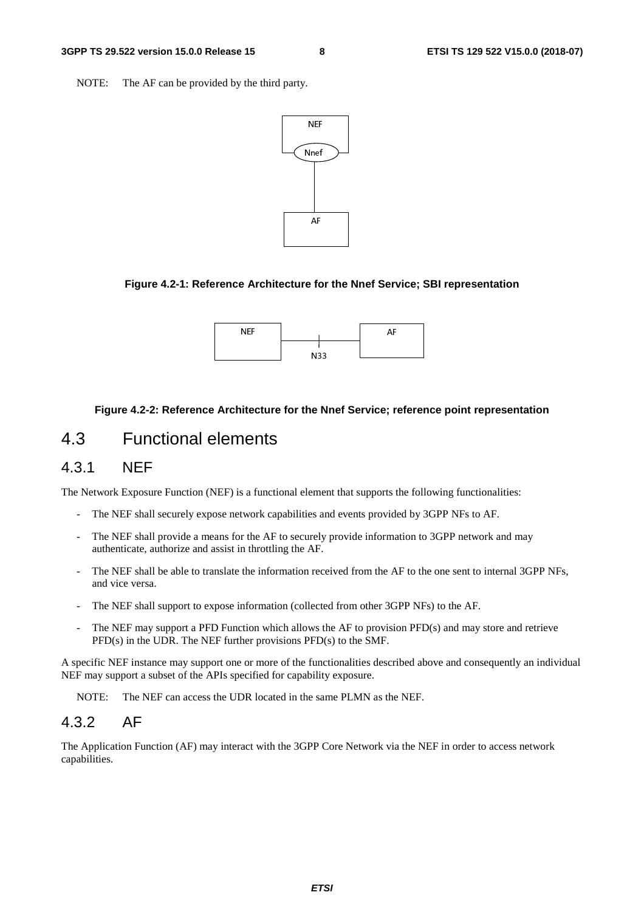NOTE: The AF can be provided by the third party.

**Figure 4.2-1: Reference Architecture for the Nnef Service; SBI representation**

**Figure 4.2-2: Reference Architecture for the Nnef Service; reference point representation**

## 4.3 Functional elements

### 4.3.1 NEF

The Network Exposure Function (NEF) is a functional element that supports the following functionalities:

- The NEF shall securely expose network capabilities and events provided by 3GPP NFs to AF.
- The NEF shall provide a means for the AF to securely provide information to 3GPP network and may authenticate, authorize and assist in throttling the AF.
- The NEF shall be able to translate the information received from the AF to the one sent to internal 3GPP NFs, and vice versa.
- The NEF shall support to expose information (collected from other 3GPP NFs) to the AF.
- The NEF may support a PFD Function which allows the AF to provision PFD(s) and may store and retrieve PFD(s) in the UDR. The NEF further provisions PFD(s) to the SMF.

A specific NEF instance may support one or more of the functionalities described above and consequently an individual NEF may support a subset of the APIs specified for capability exposure.

NOTE: The NEF can access the UDR located in the same PLMN as the NEF.

### 4.3.2 AF

The Application Function (AF) may interact with the 3GPP Core Network via the NEF in order to access network capabilities.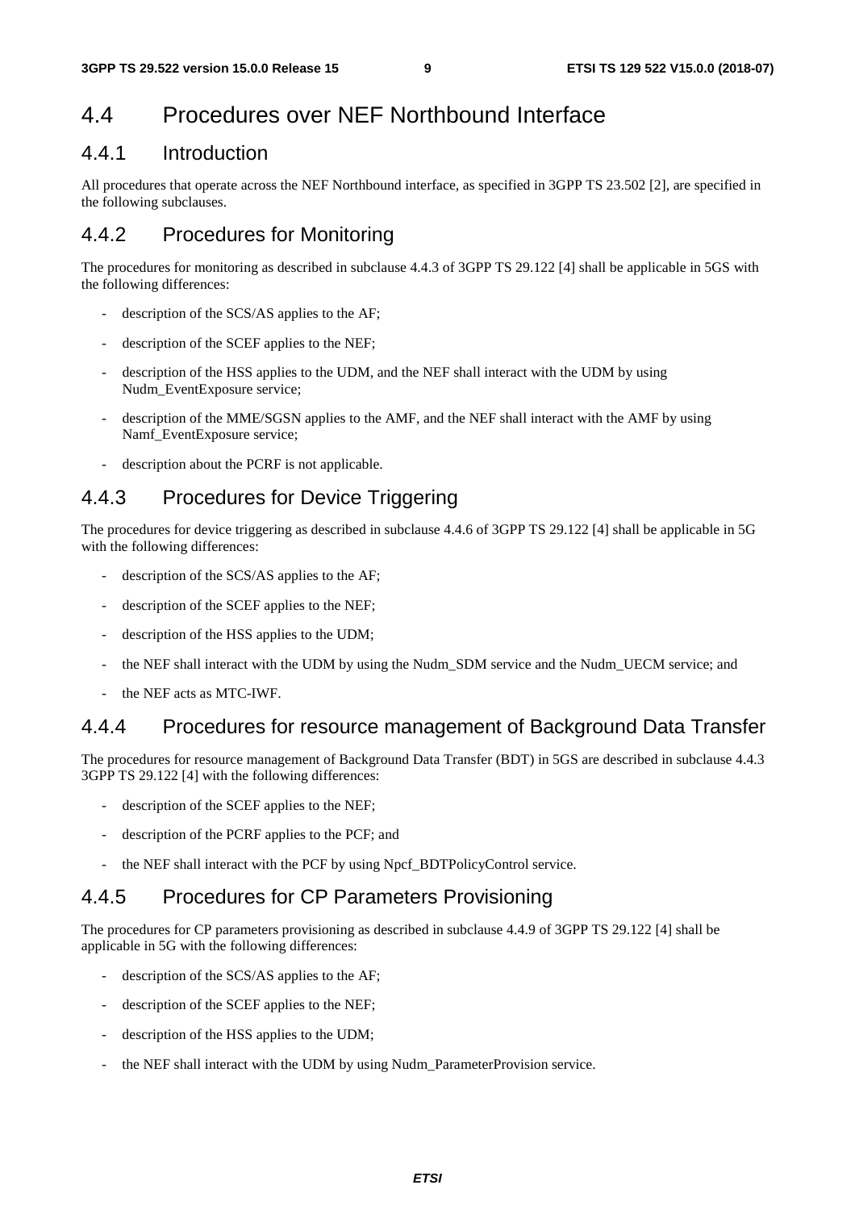# 4.4 Procedures over NEF Northbound Interface

## 4.4.1 Introduction

All procedures that operate across the NEF Northbound interface, as specified in 3GPP TS 23.502 [2], are specified in the following subclauses.

## 4.4.2 Procedures for Monitoring

The procedures for monitoring as described in subclause 4.4.3 of 3GPP TS 29.122 [4] shall be applicable in 5GS with the following differences:

- description of the SCS/AS applies to the AF;
- description of the SCEF applies to the NEF;
- description of the HSS applies to the UDM, and the NEF shall interact with the UDM by using Nudm_EventExposure service;
- description of the MME/SGSN applies to the AMF, and the NEF shall interact with the AMF by using Namf_EventExposure service;
- description about the PCRF is not applicable.

## 4.4.3 Procedures for Device Triggering

The procedures for device triggering as described in subclause 4.4.6 of 3GPP TS 29.122 [4] shall be applicable in 5G with the following differences:

- description of the SCS/AS applies to the AF;
- description of the SCEF applies to the NEF;
- description of the HSS applies to the UDM;
- the NEF shall interact with the UDM by using the Nudm_SDM service and the Nudm_UECM service; and
- the NEF acts as MTC-IWF.

## 4.4.4 Procedures for resource management of Background Data Transfer

The procedures for resource management of Background Data Transfer (BDT) in 5GS are described in subclause 4.4.3 3GPP TS 29.122 [4] with the following differences:

- description of the SCEF applies to the NEF;
- description of the PCRF applies to the PCF; and
- the NEF shall interact with the PCF by using Npcf_BDTPolicyControl service.

## 4.4.5 Procedures for CP Parameters Provisioning

The procedures for CP parameters provisioning as described in subclause 4.4.9 of 3GPP TS 29.122 [4] shall be applicable in 5G with the following differences:

- description of the SCS/AS applies to the AF;
- description of the SCEF applies to the NEF;
- description of the HSS applies to the UDM;
- the NEF shall interact with the UDM by using Nudm_ParameterProvision service.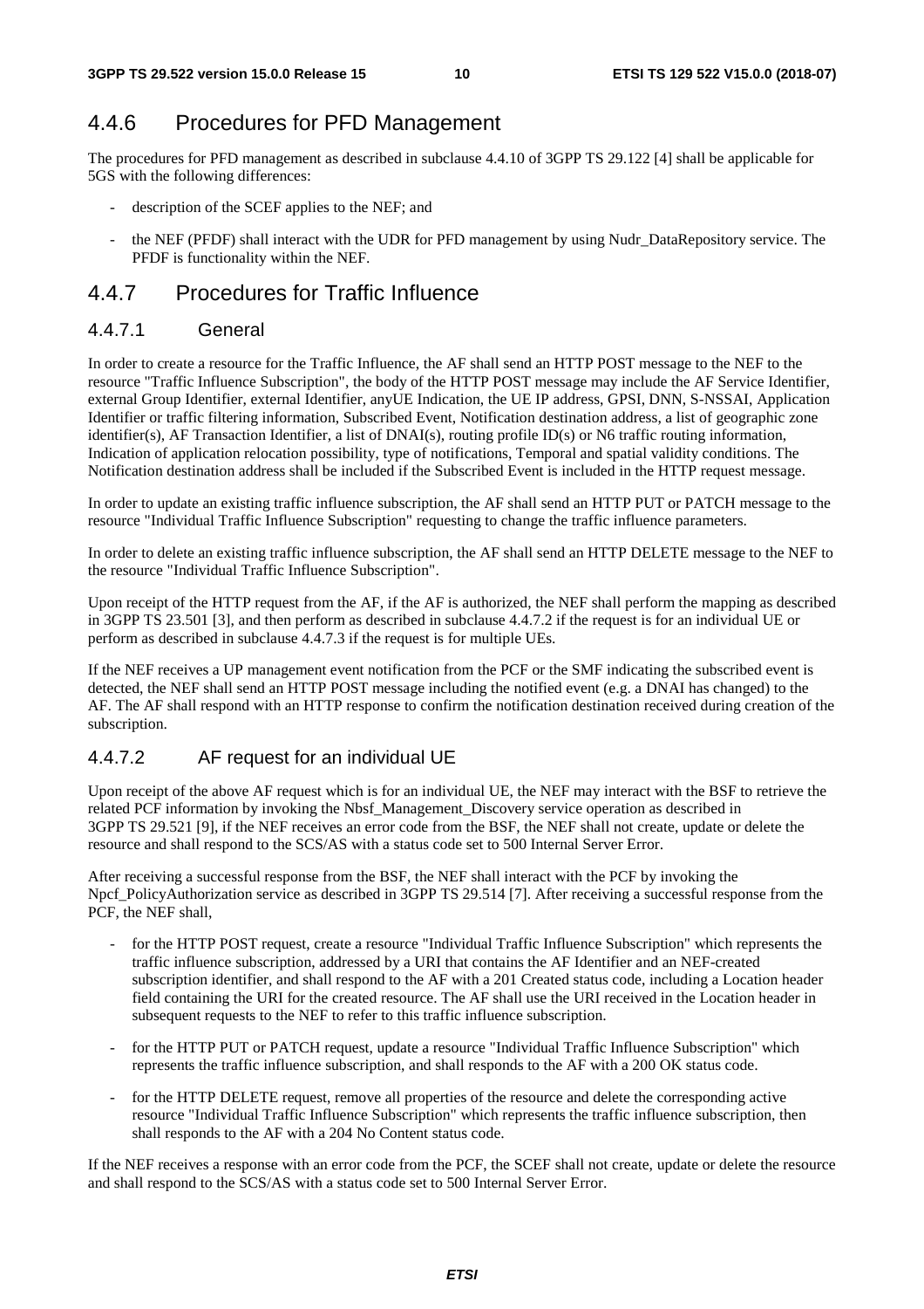### 4.4.6 Procedures for PFD Management

The procedures for PFD management as described in subclause 4.4.10 of 3GPP TS 29.122 [4] shall be applicable for 5GS with the following differences:

- description of the SCEF applies to the NEF; and
- the NEF (PFDF) shall interact with the UDR for PFD management by using Nudr_DataRepository service. The PFDF is functionality within the NEF.

### 4.4.7 Procedures for Traffic Influence

#### 4.4.7.1 General

In order to create a resource for the Traffic Influence, the AF shall send an HTTP POST message to the NEF to the resource "Traffic Influence Subscription", the body of the HTTP POST message may include the AF Service Identifier, external Group Identifier, external Identifier, anyUE Indication, the UE IP address, GPSI, DNN, S-NSSAI, Application Identifier or traffic filtering information, Subscribed Event, Notification destination address, a list of geographic zone identifier(s), AF Transaction Identifier, a list of DNAI(s), routing profile ID(s) or N6 traffic routing information, Indication of application relocation possibility, type of notifications, Temporal and spatial validity conditions. The Notification destination address shall be included if the Subscribed Event is included in the HTTP request message.

In order to update an existing traffic influence subscription, the AF shall send an HTTP PUT or PATCH message to the resource "Individual Traffic Influence Subscription" requesting to change the traffic influence parameters.

In order to delete an existing traffic influence subscription, the AF shall send an HTTP DELETE message to the NEF to the resource "Individual Traffic Influence Subscription".

Upon receipt of the HTTP request from the AF, if the AF is authorized, the NEF shall perform the mapping as described in 3GPP TS 23.501 [3], and then perform as described in subclause 4.4.7.2 if the request is for an individual UE or perform as described in subclause 4.4.7.3 if the request is for multiple UEs.

If the NEF receives a UP management event notification from the PCF or the SMF indicating the subscribed event is detected, the NEF shall send an HTTP POST message including the notified event (e.g. a DNAI has changed) to the AF. The AF shall respond with an HTTP response to confirm the notification destination received during creation of the subscription.

#### 4.4.7.2 AF request for an individual UE

Upon receipt of the above AF request which is for an individual UE, the NEF may interact with the BSF to retrieve the related PCF information by invoking the Nbsf_Management_Discovery service operation as described in 3GPP TS 29.521 [9], if the NEF receives an error code from the BSF, the NEF shall not create, update or delete the resource and shall respond to the SCS/AS with a status code set to 500 Internal Server Error.

After receiving a successful response from the BSF, the NEF shall interact with the PCF by invoking the Npcf_PolicyAuthorization service as described in 3GPP TS 29.514 [7]. After receiving a successful response from the PCF, the NEF shall,

- for the HTTP POST request, create a resource "Individual Traffic Influence Subscription" which represents the traffic influence subscription, addressed by a URI that contains the AF Identifier and an NEF-created subscription identifier, and shall respond to the AF with a 201 Created status code, including a Location header field containing the URI for the created resource. The AF shall use the URI received in the Location header in subsequent requests to the NEF to refer to this traffic influence subscription.
- for the HTTP PUT or PATCH request, update a resource "Individual Traffic Influence Subscription" which represents the traffic influence subscription, and shall responds to the AF with a 200 OK status code.
- for the HTTP DELETE request, remove all properties of the resource and delete the corresponding active resource "Individual Traffic Influence Subscription" which represents the traffic influence subscription, then shall responds to the AF with a 204 No Content status code.

If the NEF receives a response with an error code from the PCF, the SCEF shall not create, update or delete the resource and shall respond to the SCS/AS with a status code set to 500 Internal Server Error.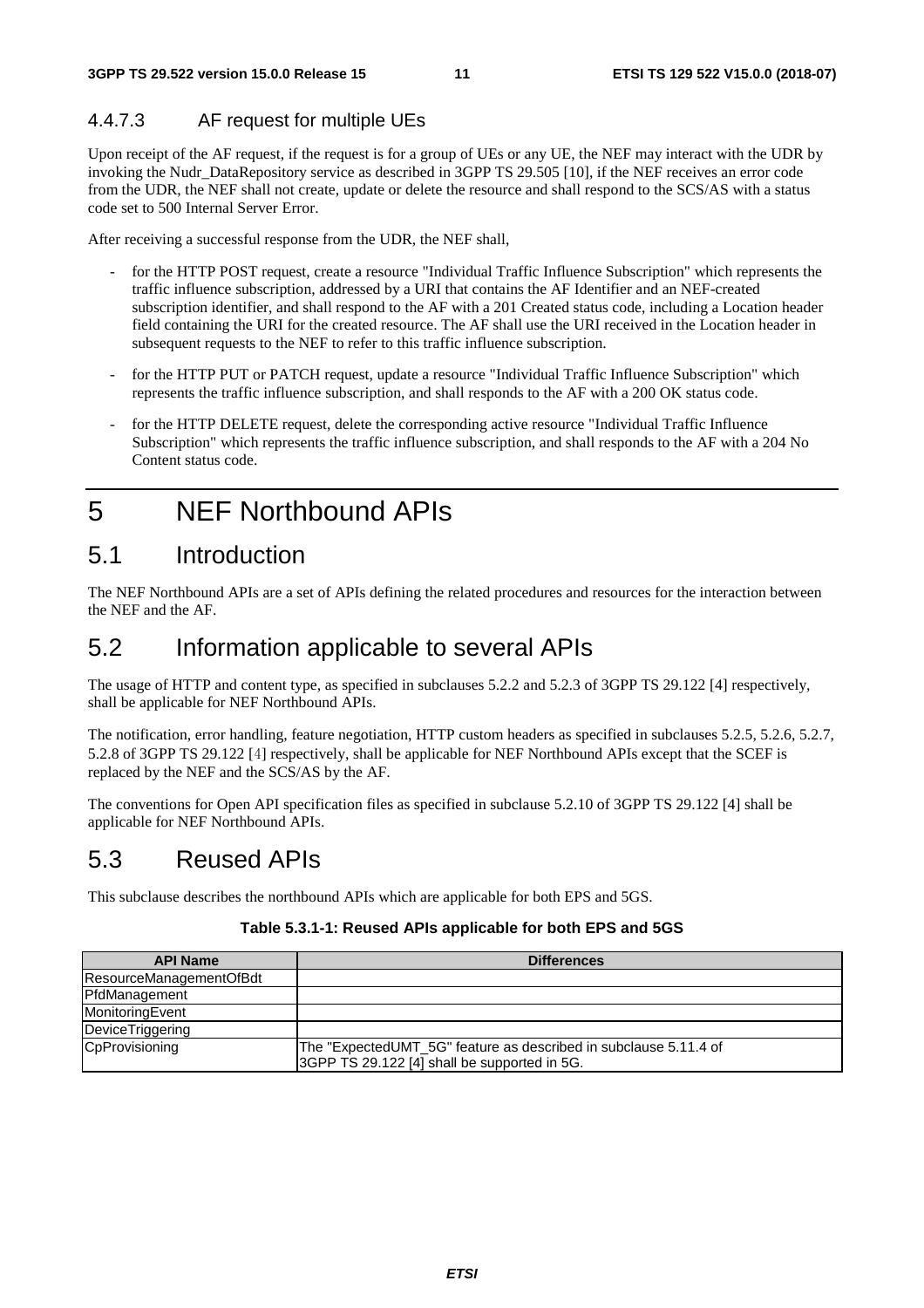#### 4.4.7.3 AF request for multiple UEs

Upon receipt of the AF request, if the request is for a group of UEs or any UE, the NEF may interact with the UDR by invoking the Nudr_DataRepository service as described in 3GPP TS 29.505 [10], if the NEF receives an error code from the UDR, the NEF shall not create, update or delete the resource and shall respond to the SCS/AS with a status code set to 500 Internal Server Error.

After receiving a successful response from the UDR, the NEF shall,

- for the HTTP POST request, create a resource "Individual Traffic Influence Subscription" which represents the traffic influence subscription, addressed by a URI that contains the AF Identifier and an NEF-created subscription identifier, and shall respond to the AF with a 201 Created status code, including a Location header field containing the URI for the created resource. The AF shall use the URI received in the Location header in subsequent requests to the NEF to refer to this traffic influence subscription.
- for the HTTP PUT or PATCH request, update a resource "Individual Traffic Influence Subscription" which represents the traffic influence subscription, and shall responds to the AF with a 200 OK status code.
- for the HTTP DELETE request, delete the corresponding active resource "Individual Traffic Influence Subscription" which represents the traffic influence subscription, and shall responds to the AF with a 204 No Content status code.

# 5 NEF Northbound APIs

## 5.1 Introduction

The NEF Northbound APIs are a set of APIs defining the related procedures and resources for the interaction between the NEF and the AF.

## 5.2 Information applicable to several APIs

The usage of HTTP and content type, as specified in subclauses 5.2.2 and 5.2.3 of 3GPP TS 29.122 [4] respectively, shall be applicable for NEF Northbound APIs.

The notification, error handling, feature negotiation, HTTP custom headers as specified in subclauses 5.2.5, 5.2.6, 5.2.7, 5.2.8 of 3GPP TS 29.122 [4] respectively, shall be applicable for NEF Northbound APIs except that the SCEF is replaced by the NEF and the SCS/AS by the AF.

The conventions for Open API specification files as specified in subclause 5.2.10 of 3GPP TS 29.122 [4] shall be applicable for NEF Northbound APIs.

## 5.3 Reused APIs

This subclause describes the northbound APIs which are applicable for both EPS and 5GS.

**Table 5.3.1-1: Reused APIs applicable for both EPS and 5GS**

| API Name | Differences |
|---|---|
| ResourceManagementOfBdt | |
| PfdManagement | |
| MonitoringEvent | |
| DeviceTriggering | |
| CpProvisioning | The "ExpectedUMT_5G" feature as described in subclause 5.11.4 of 3GPP TS 29.122 [4] shall be supported in 5G. |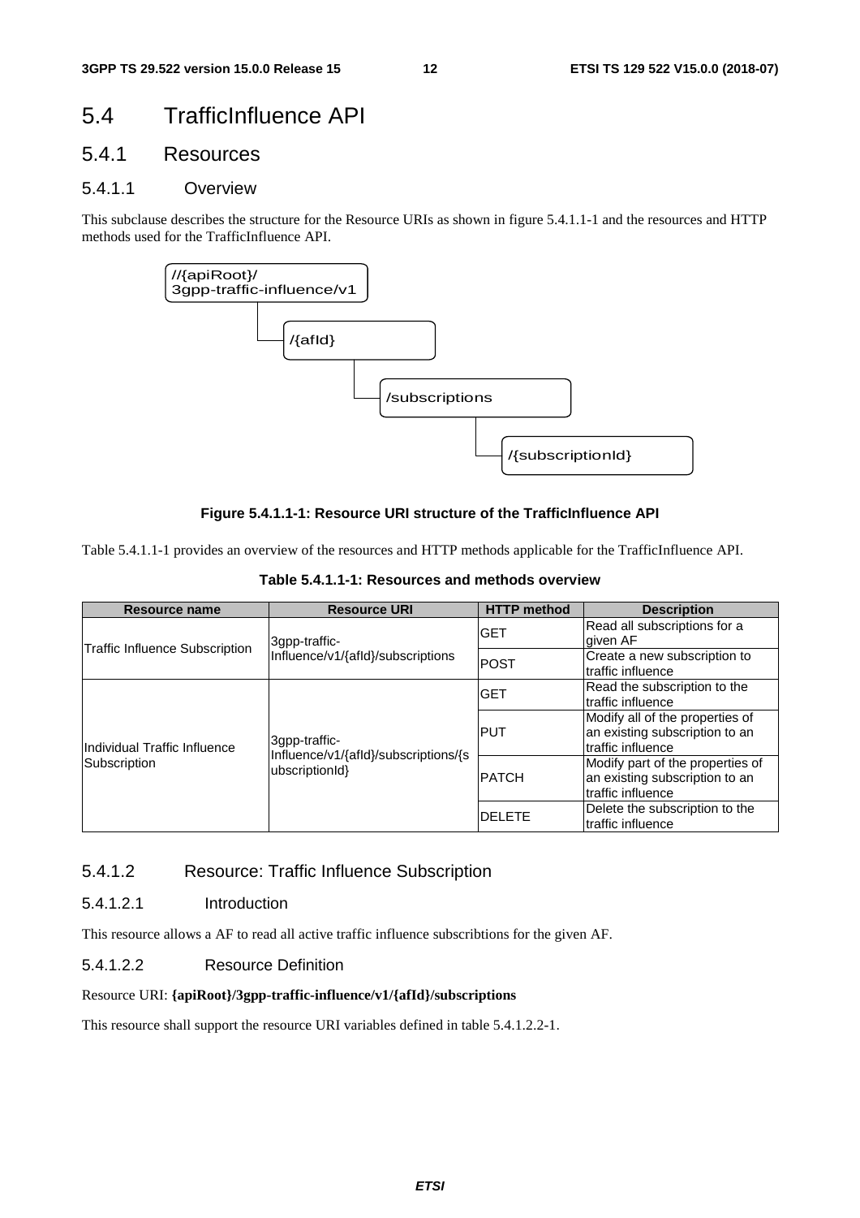# 5.4 TrafficInfluence API

## 5.4.1 Resources

### 5.4.1.1 Overview

This subclause describes the structure for the Resource URIs as shown in figure 5.4.1.1-1 and the resources and HTTP methods used for the TrafficInfluence API.

```
//{apiRoot}/
3gpp-traffic-influence/v1
    └── /{afId}
          └── /subscriptions
                └── /{subscriptionId}
```

**Figure 5.4.1.1-1: Resource URI structure of the TrafficInfluence API**

Table 5.4.1.1-1 provides an overview of the resources and HTTP methods applicable for the TrafficInfluence API.

**Table 5.4.1.1-1: Resources and methods overview**

| Resource name | Resource URI | HTTP method | Description |
|---|---|---|---|
| Traffic Influence Subscription | 3gpp-traffic-Influence/v1/{afId}/subscriptions | GET | Read all subscriptions for a given AF |
| | | POST | Create a new subscription to traffic influence |
| Individual Traffic Influence Subscription | 3gpp-traffic-Influence/v1/{afId}/subscriptions/{subscriptionId} | GET | Read the subscription to the traffic influence |
| | | PUT | Modify all of the properties of an existing subscription to an traffic influence |
| | | PATCH | Modify part of the properties of an existing subscription to an traffic influence |
| | | DELETE | Delete the subscription to the traffic influence |

### 5.4.1.2 Resource: Traffic Influence Subscription

#### 5.4.1.2.1 Introduction

This resource allows a AF to read all active traffic influence subscribtions for the given AF.

#### 5.4.1.2.2 Resource Definition

Resource URI: **{apiRoot}/3gpp-traffic-influence/v1/{afId}/subscriptions**

This resource shall support the resource URI variables defined in table 5.4.1.2.2-1.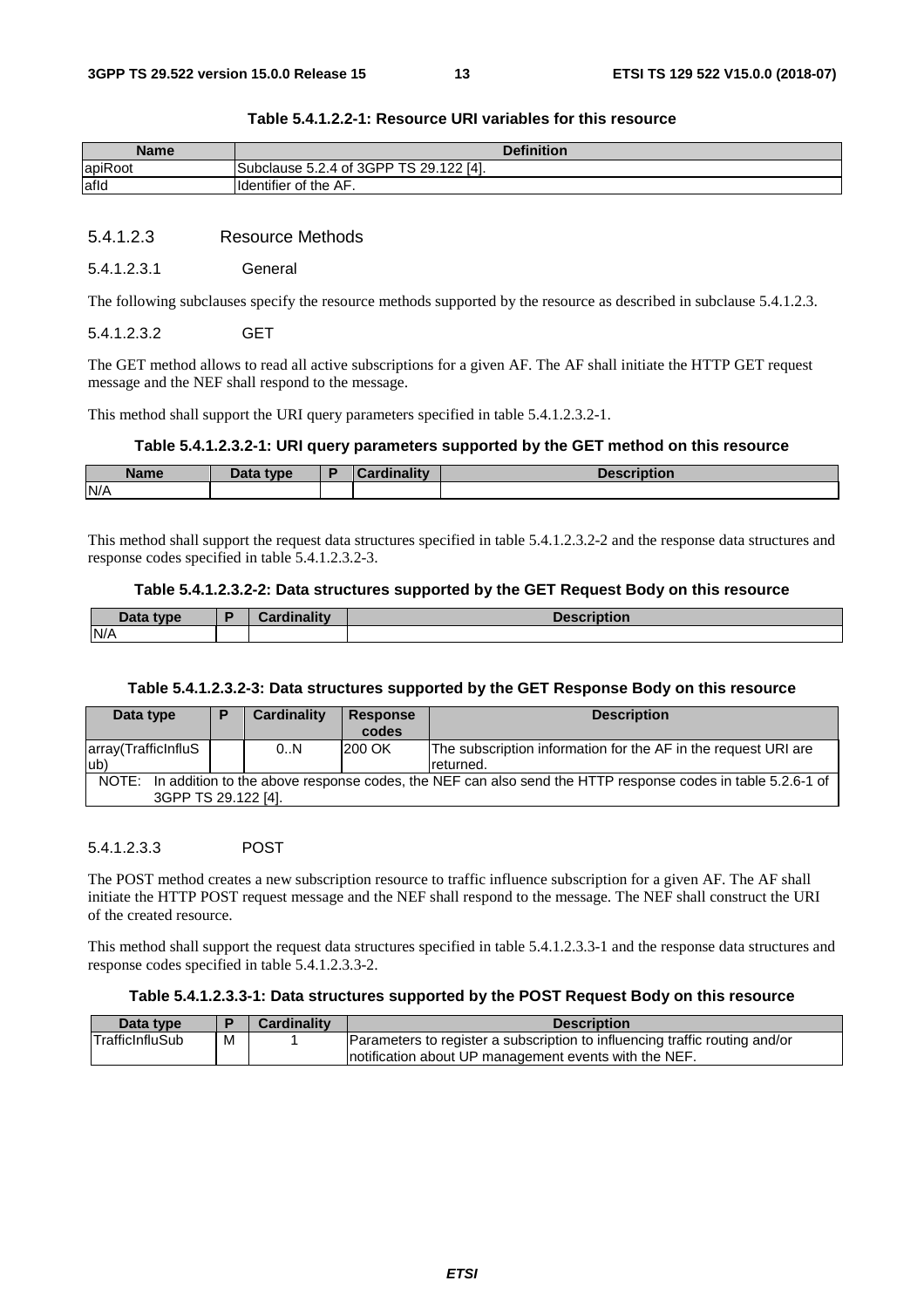**Table 5.4.1.2.2-1: Resource URI variables for this resource**

| Name | Definition |
| --- | --- |
| apiRoot | Subclause 5.2.4 of 3GPP TS 29.122 [4]. |
| afId | Identifier of the AF. |

##### 5.4.1.2.3 Resource Methods

###### 5.4.1.2.3.1 General

The following subclauses specify the resource methods supported by the resource as described in subclause 5.4.1.2.3.

###### 5.4.1.2.3.2 GET

The GET method allows to read all active subscriptions for a given AF. The AF shall initiate the HTTP GET request message and the NEF shall respond to the message.

This method shall support the URI query parameters specified in table 5.4.1.2.3.2-1.

**Table 5.4.1.2.3.2-1: URI query parameters supported by the GET method on this resource**

| Name | Data type | P | Cardinality | Description |
| --- | --- | --- | --- | --- |
| N/A | | | | |

This method shall support the request data structures specified in table 5.4.1.2.3.2-2 and the response data structures and response codes specified in table 5.4.1.2.3.2-3.

**Table 5.4.1.2.3.2-2: Data structures supported by the GET Request Body on this resource**

| Data type | P | Cardinality | Description |
| --- | --- | --- | --- |
| N/A | | | |

**Table 5.4.1.2.3.2-3: Data structures supported by the GET Response Body on this resource**

| Data type | P | Cardinality | Response codes | Description |
| --- | --- | --- | --- | --- |
| array(TrafficInfluSub) | | 0..N | 200 OK | The subscription information for the AF in the request URI are returned. |
| NOTE: In addition to the above response codes, the NEF can also send the HTTP response codes in table 5.2.6-1 of 3GPP TS 29.122 [4]. | | | | |

###### 5.4.1.2.3.3 POST

The POST method creates a new subscription resource to traffic influence subscription for a given AF. The AF shall initiate the HTTP POST request message and the NEF shall respond to the message. The NEF shall construct the URI of the created resource.

This method shall support the request data structures specified in table 5.4.1.2.3.3-1 and the response data structures and response codes specified in table 5.4.1.2.3.3-2.

**Table 5.4.1.2.3.3-1: Data structures supported by the POST Request Body on this resource**

| Data type | P | Cardinality | Description |
| --- | --- | --- | --- |
| TrafficInfluSub | M | 1 | Parameters to register a subscription to influencing traffic routing and/or notification about UP management events with the NEF. |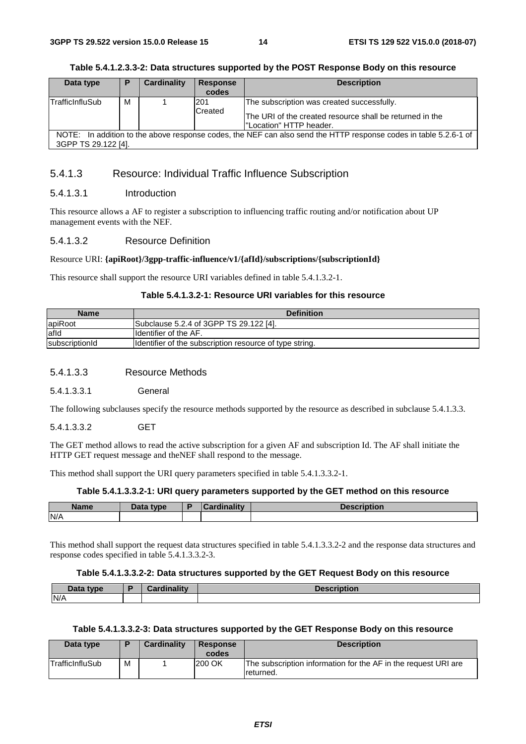**Table 5.4.1.2.3.3-2: Data structures supported by the POST Response Body on this resource**

| Data type | P | Cardinality | Response codes | Description |
|---|---|---|---|---|
| TrafficInfluSub | M | 1 | 201 Created | The subscription was created successfully.<br><br>The URI of the created resource shall be returned in the "Location" HTTP header. |
| NOTE: In addition to the above response codes, the NEF can also send the HTTP response codes in table 5.2.6-1 of 3GPP TS 29.122 [4]. | | | | |

### 5.4.1.3 Resource: Individual Traffic Influence Subscription

#### 5.4.1.3.1 Introduction

This resource allows a AF to register a subscription to influencing traffic routing and/or notification about UP management events with the NEF.

#### 5.4.1.3.2 Resource Definition

Resource URI: **{apiRoot}/3gpp-traffic-influence/v1/{afId}/subscriptions/{subscriptionId}**

This resource shall support the resource URI variables defined in table 5.4.1.3.2-1.

**Table 5.4.1.3.2-1: Resource URI variables for this resource**

| Name | Definition |
|---|---|
| apiRoot | Subclause 5.2.4 of 3GPP TS 29.122 [4]. |
| afId | Identifier of the AF. |
| subscriptionId | Identifier of the subscription resource of type string. |

#### 5.4.1.3.3 Resource Methods

##### 5.4.1.3.3.1 General

The following subclauses specify the resource methods supported by the resource as described in subclause 5.4.1.3.3.

##### 5.4.1.3.3.2 GET

The GET method allows to read the active subscription for a given AF and subscription Id. The AF shall initiate the HTTP GET request message and theNEF shall respond to the message.

This method shall support the URI query parameters specified in table 5.4.1.3.3.2-1.

**Table 5.4.1.3.3.2-1: URI query parameters supported by the GET method on this resource**

| Name | Data type | P | Cardinality | Description |
|---|---|---|---|---|
| N/A | | | | |

This method shall support the request data structures specified in table 5.4.1.3.3.2-2 and the response data structures and response codes specified in table 5.4.1.3.3.2-3.

**Table 5.4.1.3.3.2-2: Data structures supported by the GET Request Body on this resource**

| Data type | P | Cardinality | Description |
|---|---|---|---|
| N/A | | | |

**Table 5.4.1.3.3.2-3: Data structures supported by the GET Response Body on this resource**

| Data type | P | Cardinality | Response codes | Description |
|---|---|---|---|---|
| TrafficInfluSub | M | 1 | 200 OK | The subscription information for the AF in the request URI are returned. |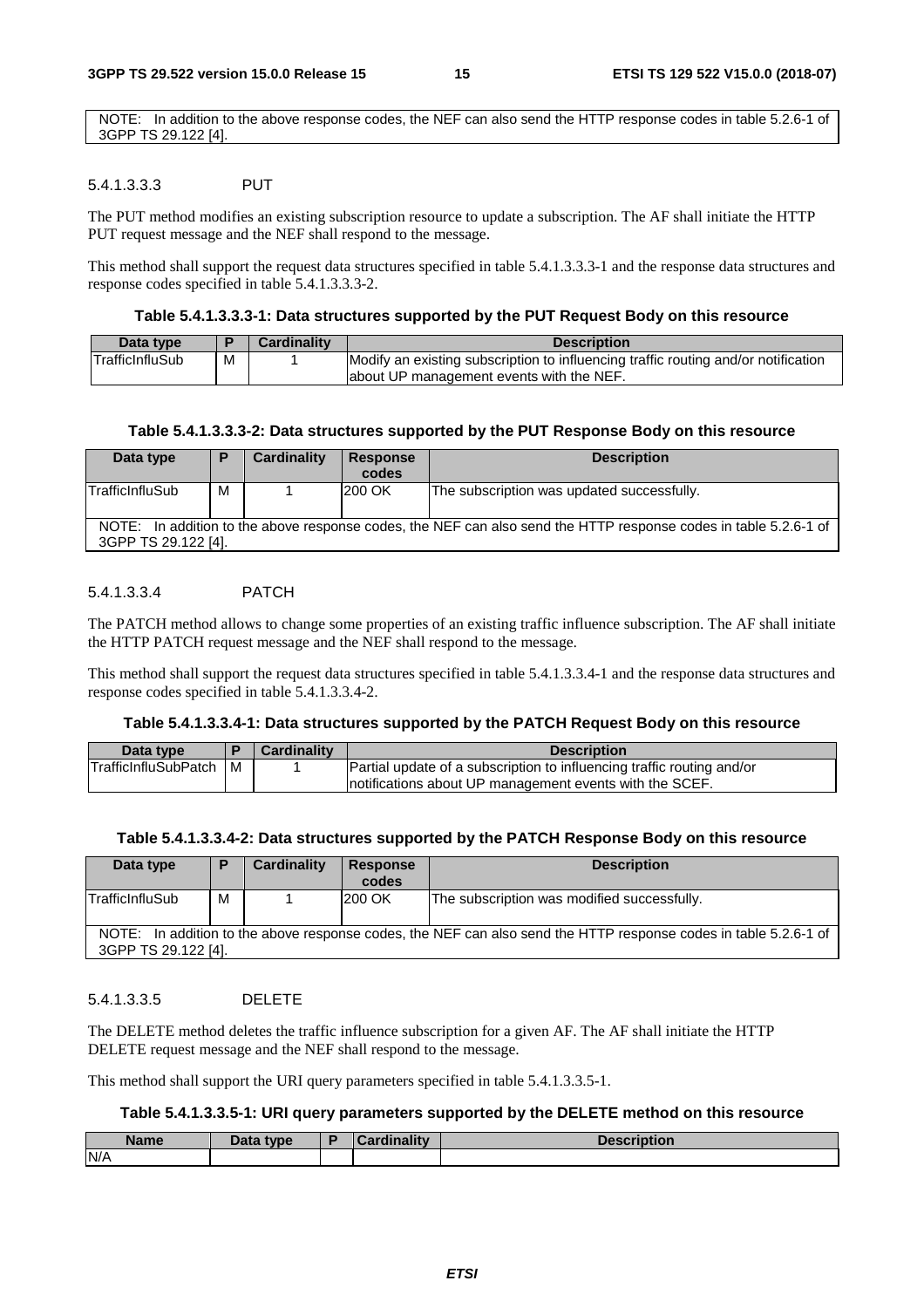| NOTE: In addition to the above response codes, the NEF can also send the HTTP response codes in table 5.2.6-1 of 3GPP TS 29.122 [4]. |
|---|

##### 5.4.1.3.3.3 PUT

The PUT method modifies an existing subscription resource to update a subscription. The AF shall initiate the HTTP PUT request message and the NEF shall respond to the message.

This method shall support the request data structures specified in table 5.4.1.3.3.3-1 and the response data structures and response codes specified in table 5.4.1.3.3.3-2.

**Table 5.4.1.3.3.3-1: Data structures supported by the PUT Request Body on this resource**

| Data type | P | Cardinality | Description |
|---|---|---|---|
| TrafficInfluSub | M | 1 | Modify an existing subscription to influencing traffic routing and/or notification about UP management events with the NEF. |

**Table 5.4.1.3.3.3-2: Data structures supported by the PUT Response Body on this resource**

| Data type | P | Cardinality | Response codes | Description |
|---|---|---|---|---|
| TrafficInfluSub | M | 1 | 200 OK | The subscription was updated successfully. |
| NOTE: In addition to the above response codes, the NEF can also send the HTTP response codes in table 5.2.6-1 of 3GPP TS 29.122 [4]. | | | | |

##### 5.4.1.3.3.4 PATCH

The PATCH method allows to change some properties of an existing traffic influence subscription. The AF shall initiate the HTTP PATCH request message and the NEF shall respond to the message.

This method shall support the request data structures specified in table 5.4.1.3.3.4-1 and the response data structures and response codes specified in table 5.4.1.3.3.4-2.

**Table 5.4.1.3.3.4-1: Data structures supported by the PATCH Request Body on this resource**

| Data type | P | Cardinality | Description |
|---|---|---|---|
| TrafficInfluSubPatch | M | 1 | Partial update of a subscription to influencing traffic routing and/or notifications about UP management events with the SCEF. |

**Table 5.4.1.3.3.4-2: Data structures supported by the PATCH Response Body on this resource**

| Data type | P | Cardinality | Response codes | Description |
|---|---|---|---|---|
| TrafficInfluSub | M | 1 | 200 OK | The subscription was modified successfully. |
| NOTE: In addition to the above response codes, the NEF can also send the HTTP response codes in table 5.2.6-1 of 3GPP TS 29.122 [4]. | | | | |

##### 5.4.1.3.3.5 DELETE

The DELETE method deletes the traffic influence subscription for a given AF. The AF shall initiate the HTTP DELETE request message and the NEF shall respond to the message.

This method shall support the URI query parameters specified in table 5.4.1.3.3.5-1.

**Table 5.4.1.3.3.5-1: URI query parameters supported by the DELETE method on this resource**

| Name | Data type | P | Cardinality | Description |
|---|---|---|---|---|
| N/A | | | | |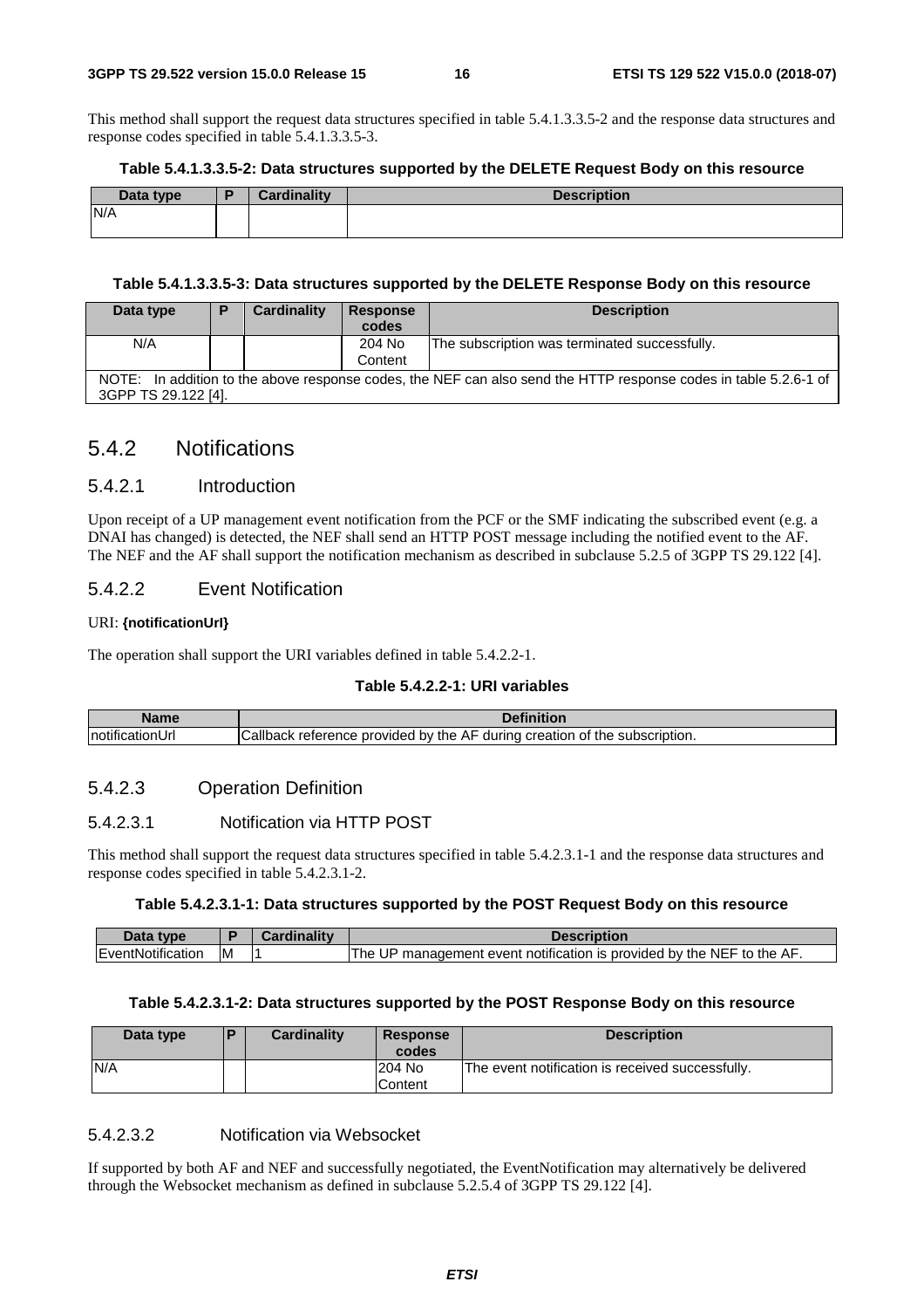This method shall support the request data structures specified in table 5.4.1.3.3.5-2 and the response data structures and response codes specified in table 5.4.1.3.3.5-3.

**Table 5.4.1.3.3.5-2: Data structures supported by the DELETE Request Body on this resource**

| Data type | P | Cardinality | Description |
|---|---|---|---|
| N/A | | | |

**Table 5.4.1.3.3.5-3: Data structures supported by the DELETE Response Body on this resource**

| Data type | P | Cardinality | Response codes | Description |
|---|---|---|---|---|
| N/A | | | 204 No Content | The subscription was terminated successfully. |
| NOTE: In addition to the above response codes, the NEF can also send the HTTP response codes in table 5.2.6-1 of 3GPP TS 29.122 [4]. | | | | |

## 5.4.2 Notifications

### 5.4.2.1 Introduction

Upon receipt of a UP management event notification from the PCF or the SMF indicating the subscribed event (e.g. a DNAI has changed) is detected, the NEF shall send an HTTP POST message including the notified event to the AF. The NEF and the AF shall support the notification mechanism as described in subclause 5.2.5 of 3GPP TS 29.122 [4].

### 5.4.2.2 Event Notification

URI: **{notificationUrl}**

The operation shall support the URI variables defined in table 5.4.2.2-1.

**Table 5.4.2.2-1: URI variables**

| Name | Definition |
|---|---|
| notificationUrl | Callback reference provided by the AF during creation of the subscription. |

### 5.4.2.3 Operation Definition

#### 5.4.2.3.1 Notification via HTTP POST

This method shall support the request data structures specified in table 5.4.2.3.1-1 and the response data structures and response codes specified in table 5.4.2.3.1-2.

**Table 5.4.2.3.1-1: Data structures supported by the POST Request Body on this resource**

| Data type | P | Cardinality | Description |
|---|---|---|---|
| EventNotification | M | 1 | The UP management event notification is provided by the NEF to the AF. |

**Table 5.4.2.3.1-2: Data structures supported by the POST Response Body on this resource**

| Data type | P | Cardinality | Response codes | Description |
|---|---|---|---|---|
| N/A | | | 204 No Content | The event notification is received successfully. |

#### 5.4.2.3.2 Notification via Websocket

If supported by both AF and NEF and successfully negotiated, the EventNotification may alternatively be delivered through the Websocket mechanism as defined in subclause 5.2.5.4 of 3GPP TS 29.122 [4].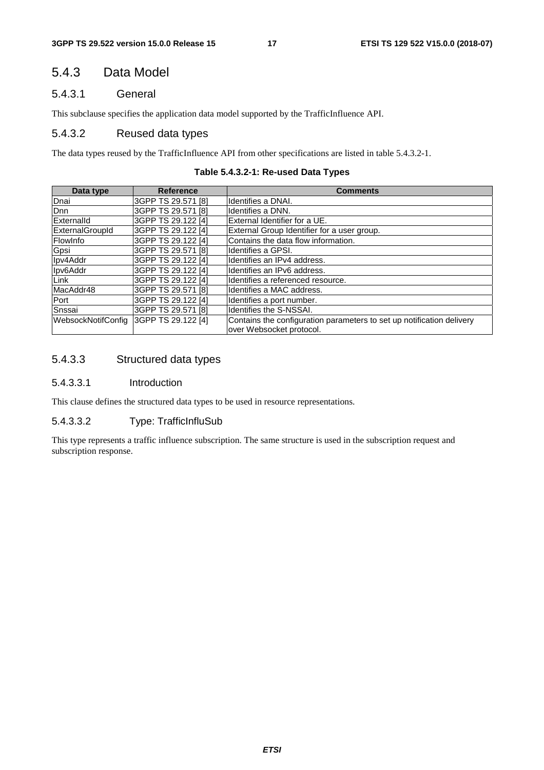### 5.4.3 Data Model

#### 5.4.3.1 General

This subclause specifies the application data model supported by the TrafficInfluence API.

#### 5.4.3.2 Reused data types

The data types reused by the TrafficInfluence API from other specifications are listed in table 5.4.3.2-1.

**Table 5.4.3.2-1: Re-used Data Types**

| Data type | Reference | Comments |
|---|---|---|
| Dnai | 3GPP TS 29.571 [8] | Identifies a DNAI. |
| Dnn | 3GPP TS 29.571 [8] | Identifies a DNN. |
| ExternalId | 3GPP TS 29.122 [4] | External Identifier for a UE. |
| ExternalGroupId | 3GPP TS 29.122 [4] | External Group Identifier for a user group. |
| FlowInfo | 3GPP TS 29.122 [4] | Contains the data flow information. |
| Gpsi | 3GPP TS 29.571 [8] | Identifies a GPSI. |
| Ipv4Addr | 3GPP TS 29.122 [4] | Identifies an IPv4 address. |
| Ipv6Addr | 3GPP TS 29.122 [4] | Identifies an IPv6 address. |
| Link | 3GPP TS 29.122 [4] | Identifies a referenced resource. |
| MacAddr48 | 3GPP TS 29.571 [8] | Identifies a MAC address. |
| Port | 3GPP TS 29.122 [4] | Identifies a port number. |
| Snssai | 3GPP TS 29.571 [8] | Identifies the S-NSSAI. |
| WebsockNotifConfig | 3GPP TS 29.122 [4] | Contains the configuration parameters to set up notification delivery over Websocket protocol. |

#### 5.4.3.3 Structured data types

##### 5.4.3.3.1 Introduction

This clause defines the structured data types to be used in resource representations.

##### 5.4.3.3.2 Type: TrafficInfluSub

This type represents a traffic influence subscription. The same structure is used in the subscription request and subscription response.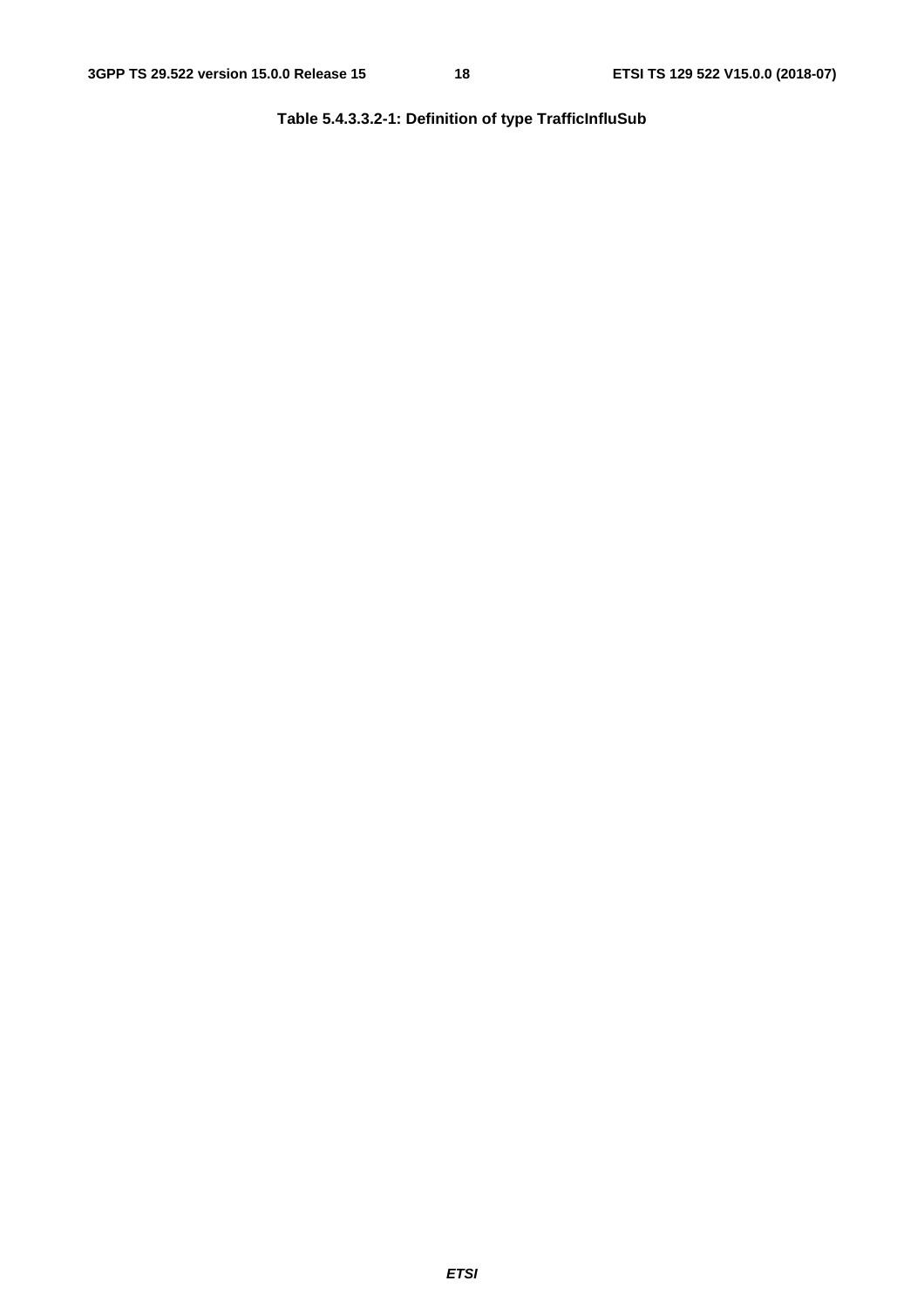**Table 5.4.3.3.2-1: Definition of type TrafficInfluSub**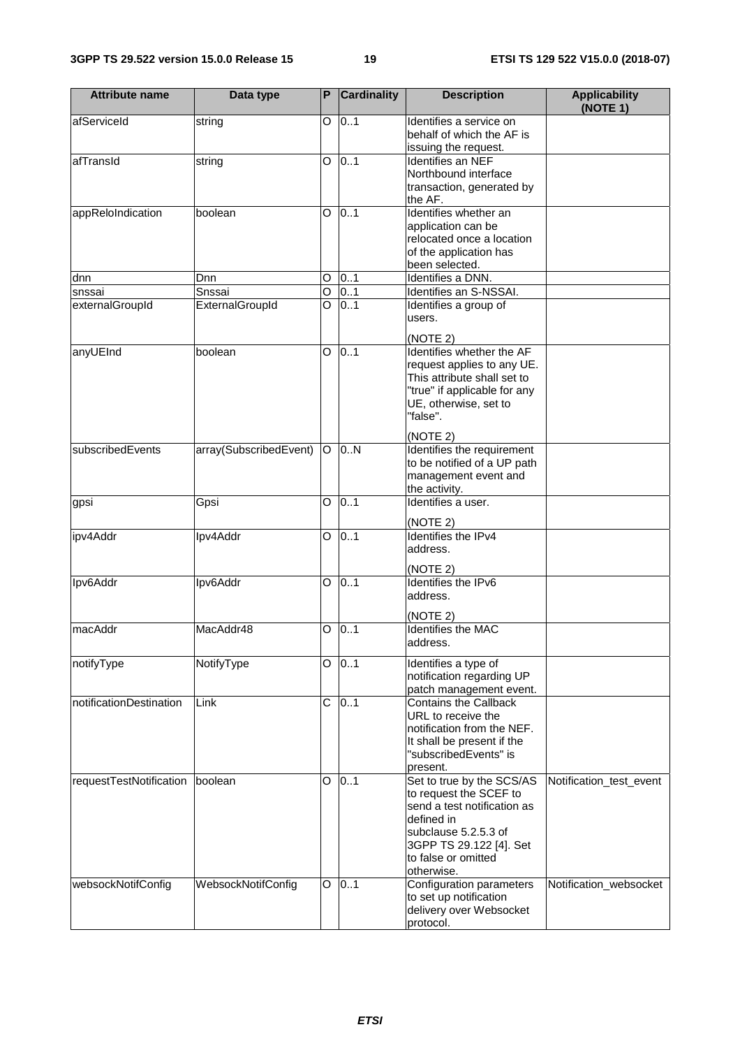| Attribute name | Data type | P | Cardinality | Description | Applicability (NOTE 1) |
| --- | --- | --- | --- | --- | --- |
| afServiceId | string | O | 0..1 | Identifies a service on behalf of which the AF is issuing the request. | |
| afTransId | string | O | 0..1 | Identifies an NEF Northbound interface transaction, generated by the AF. | |
| appReloIndication | boolean | O | 0..1 | Identifies whether an application can be relocated once a location of the application has been selected. | |
| dnn | Dnn | O | 0..1 | Identifies a DNN. | |
| snssai | Snssai | O | 0..1 | Identifies an S-NSSAI. | |
| externalGroupId | ExternalGroupId | O | 0..1 | Identifies a group of users.<br><br>(NOTE 2) | |
| anyUEInd | boolean | O | 0..1 | Identifies whether the AF request applies to any UE. This attribute shall set to "true" if applicable for any UE, otherwise, set to "false".<br><br>(NOTE 2) | |
| subscribedEvents | array(SubscribedEvent) | O | 0..N | Identifies the requirement to be notified of a UP path management event and the activity. | |
| gpsi | Gpsi | O | 0..1 | Identifies a user.<br><br>(NOTE 2) | |
| ipv4Addr | Ipv4Addr | O | 0..1 | Identifies the IPv4 address.<br><br>(NOTE 2) | |
| Ipv6Addr | Ipv6Addr | O | 0..1 | Identifies the IPv6 address.<br><br>(NOTE 2) | |
| macAddr | MacAddr48 | O | 0..1 | Identifies the MAC address. | |
| notifyType | NotifyType | O | 0..1 | Identifies a type of notification regarding UP patch management event. | |
| notificationDestination | Link | C | 0..1 | Contains the Callback URL to receive the notification from the NEF. It shall be present if the "subscribedEvents" is present. | |
| requestTestNotification | boolean | O | 0..1 | Set to true by the SCS/AS to request the SCEF to send a test notification as defined in subclause 5.2.5.3 of 3GPP TS 29.122 [4]. Set to false or omitted otherwise. | Notification_test_event |
| websockNotifConfig | WebsockNotifConfig | O | 0..1 | Configuration parameters to set up notification delivery over Websocket protocol. | Notification_websocket |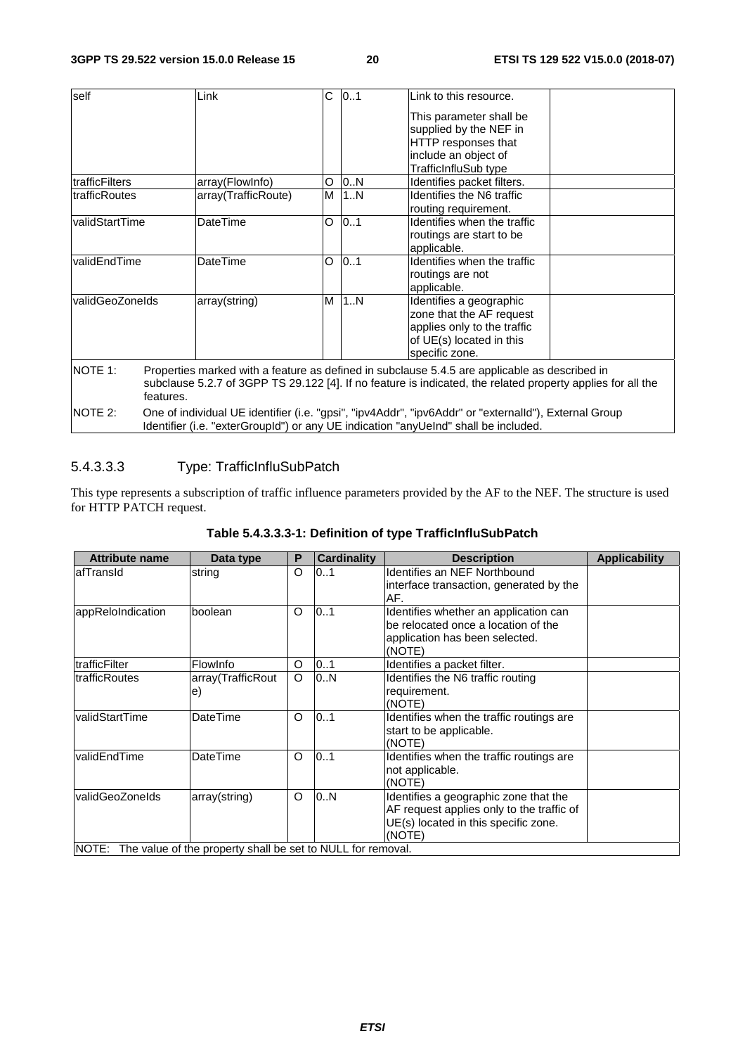| self | Link | C | 0..1 | Link to this resource.<br><br>This parameter shall be supplied by the NEF in HTTP responses that include an object of TrafficInfluSub type | |
|---|---|---|---|---|---|
| trafficFilters | array(FlowInfo) | O | 0..N | Identifies packet filters. | |
| trafficRoutes | array(TrafficRoute) | M | 1..N | Identifies the N6 traffic routing requirement. | |
| validStartTime | DateTime | O | 0..1 | Identifies when the traffic routings are start to be applicable. | |
| validEndTime | DateTime | O | 0..1 | Identifies when the traffic routings are not applicable. | |
| validGeoZoneIds | array(string) | M | 1..N | Identifies a geographic zone that the AF request applies only to the traffic of UE(s) located in this specific zone. | |
| NOTE 1: Properties marked with a feature as defined in subclause 5.4.5 are applicable as described in subclause 5.2.7 of 3GPP TS 29.122 [4]. If no feature is indicated, the related property applies for all the features. | | | | | |
| NOTE 2: One of individual UE identifier (i.e. "gpsi", "ipv4Addr", "ipv6Addr" or "externalId"), External Group Identifier (i.e. "exterGroupId") or any UE indication "anyUeInd" shall be included. | | | | | |

#### 5.4.3.3.3 Type: TrafficInfluSubPatch

This type represents a subscription of traffic influence parameters provided by the AF to the NEF. The structure is used for HTTP PATCH request.

**Table 5.4.3.3.3-1: Definition of type TrafficInfluSubPatch**

| Attribute name | Data type | P | Cardinality | Description | Applicability |
|---|---|---|---|---|---|
| afTransId | string | O | 0..1 | Identifies an NEF Northbound interface transaction, generated by the AF. | |
| appReloIndication | boolean | O | 0..1 | Identifies whether an application can be relocated once a location of the application has been selected. (NOTE) | |
| trafficFilter | FlowInfo | O | 0..1 | Identifies a packet filter. | |
| trafficRoutes | array(TrafficRoute) | O | 0..N | Identifies the N6 traffic routing requirement. (NOTE) | |
| validStartTime | DateTime | O | 0..1 | Identifies when the traffic routings are start to be applicable. (NOTE) | |
| validEndTime | DateTime | O | 0..1 | Identifies when the traffic routings are not applicable. (NOTE) | |
| validGeoZoneIds | array(string) | O | 0..N | Identifies a geographic zone that the AF request applies only to the traffic of UE(s) located in this specific zone. (NOTE) | |
| NOTE: The value of the property shall be set to NULL for removal. | | | | | |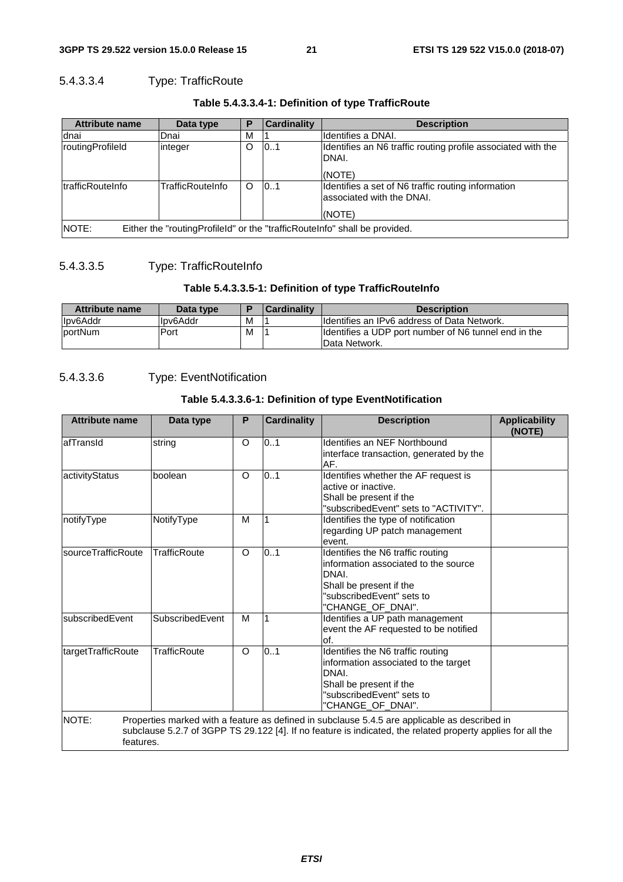#### 5.4.3.3.4 Type: TrafficRoute

**Table 5.4.3.3.4-1: Definition of type TrafficRoute**

| Attribute name | Data type | P | Cardinality | Description |
|---|---|---|---|---|
| dnai | Dnai | M | 1 | Identifies a DNAI. |
| routingProfileId | integer | O | 0..1 | Identifies an N6 traffic routing profile associated with the DNAI.<br><br>(NOTE) |
| trafficRouteInfo | TrafficRouteInfo | O | 0..1 | Identifies a set of N6 traffic routing information associated with the DNAI.<br><br>(NOTE) |
| NOTE: Either the "routingProfileId" or the "trafficRouteInfo" shall be provided. | | | | |

#### 5.4.3.3.5 Type: TrafficRouteInfo

**Table 5.4.3.3.5-1: Definition of type TrafficRouteInfo**

| Attribute name | Data type | P | Cardinality | Description |
|---|---|---|---|---|
| Ipv6Addr | Ipv6Addr | M | 1 | Identifies an IPv6 address of Data Network. |
| portNum | Port | M | 1 | Identifies a UDP port number of N6 tunnel end in the Data Network. |

#### 5.4.3.3.6 Type: EventNotification

**Table 5.4.3.3.6-1: Definition of type EventNotification**

| Attribute name | Data type | P | Cardinality | Description | Applicability (NOTE) |
|---|---|---|---|---|---|
| afTransId | string | O | 0..1 | Identifies an NEF Northbound interface transaction, generated by the AF. | |
| activityStatus | boolean | O | 0..1 | Identifies whether the AF request is active or inactive.<br>Shall be present if the "subscribedEvent" sets to "ACTIVITY". | |
| notifyType | NotifyType | M | 1 | Identifies the type of notification regarding UP patch management event. | |
| sourceTrafficRoute | TrafficRoute | O | 0..1 | Identifies the N6 traffic routing information associated to the source DNAI.<br>Shall be present if the "subscribedEvent" sets to "CHANGE_OF_DNAI". | |
| subscribedEvent | SubscribedEvent | M | 1 | Identifies a UP path management event the AF requested to be notified of. | |
| targetTrafficRoute | TrafficRoute | O | 0..1 | Identifies the N6 traffic routing information associated to the target DNAI.<br>Shall be present if the "subscribedEvent" sets to "CHANGE_OF_DNAI". | |
| NOTE: Properties marked with a feature as defined in subclause 5.4.5 are applicable as described in subclause 5.2.7 of 3GPP TS 29.122 [4]. If no feature is indicated, the related property applies for all the features. | | | | | |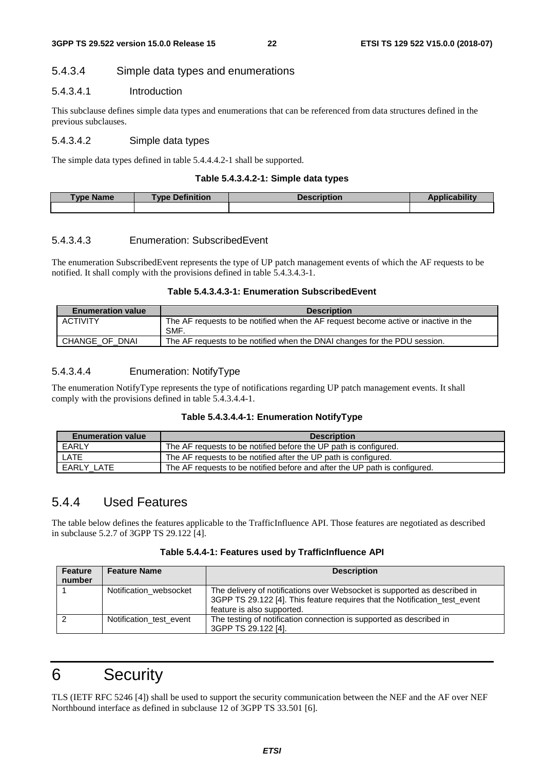### 5.4.3.4 Simple data types and enumerations

#### 5.4.3.4.1 Introduction

This subclause defines simple data types and enumerations that can be referenced from data structures defined in the previous subclauses.

#### 5.4.3.4.2 Simple data types

The simple data types defined in table 5.4.4.4.2-1 shall be supported.

**Table 5.4.3.4.2-1: Simple data types**

| Type Name | Type Definition | Description | Applicability |
|---|---|---|---|
| | | | |

#### 5.4.3.4.3 Enumeration: SubscribedEvent

The enumeration SubscribedEvent represents the type of UP patch management events of which the AF requests to be notified. It shall comply with the provisions defined in table 5.4.3.4.3-1.

**Table 5.4.3.4.3-1: Enumeration SubscribedEvent**

| Enumeration value | Description |
|---|---|
| ACTIVITY | The AF requests to be notified when the AF request become active or inactive in the SMF. |
| CHANGE_OF_DNAI | The AF requests to be notified when the DNAI changes for the PDU session. |

#### 5.4.3.4.4 Enumeration: NotifyType

The enumeration NotifyType represents the type of notifications regarding UP patch management events. It shall comply with the provisions defined in table 5.4.3.4.4-1.

**Table 5.4.3.4.4-1: Enumeration NotifyType**

| Enumeration value | Description |
|---|---|
| EARLY | The AF requests to be notified before the UP path is configured. |
| LATE | The AF requests to be notified after the UP path is configured. |
| EARLY_LATE | The AF requests to be notified before and after the UP path is configured. |

## 5.4.4 Used Features

The table below defines the features applicable to the TrafficInfluence API. Those features are negotiated as described in subclause 5.2.7 of 3GPP TS 29.122 [4].

**Table 5.4.4-1: Features used by TrafficInfluence API**

| Feature number | Feature Name | Description |
|---|---|---|
| 1 | Notification_websocket | The delivery of notifications over Websocket is supported as described in 3GPP TS 29.122 [4]. This feature requires that the Notification_test_event feature is also supported. |
| 2 | Notification_test_event | The testing of notification connection is supported as described in 3GPP TS 29.122 [4]. |

# 6 Security

TLS (IETF RFC 5246 [4]) shall be used to support the security communication between the NEF and the AF over NEF Northbound interface as defined in subclause 12 of 3GPP TS 33.501 [6].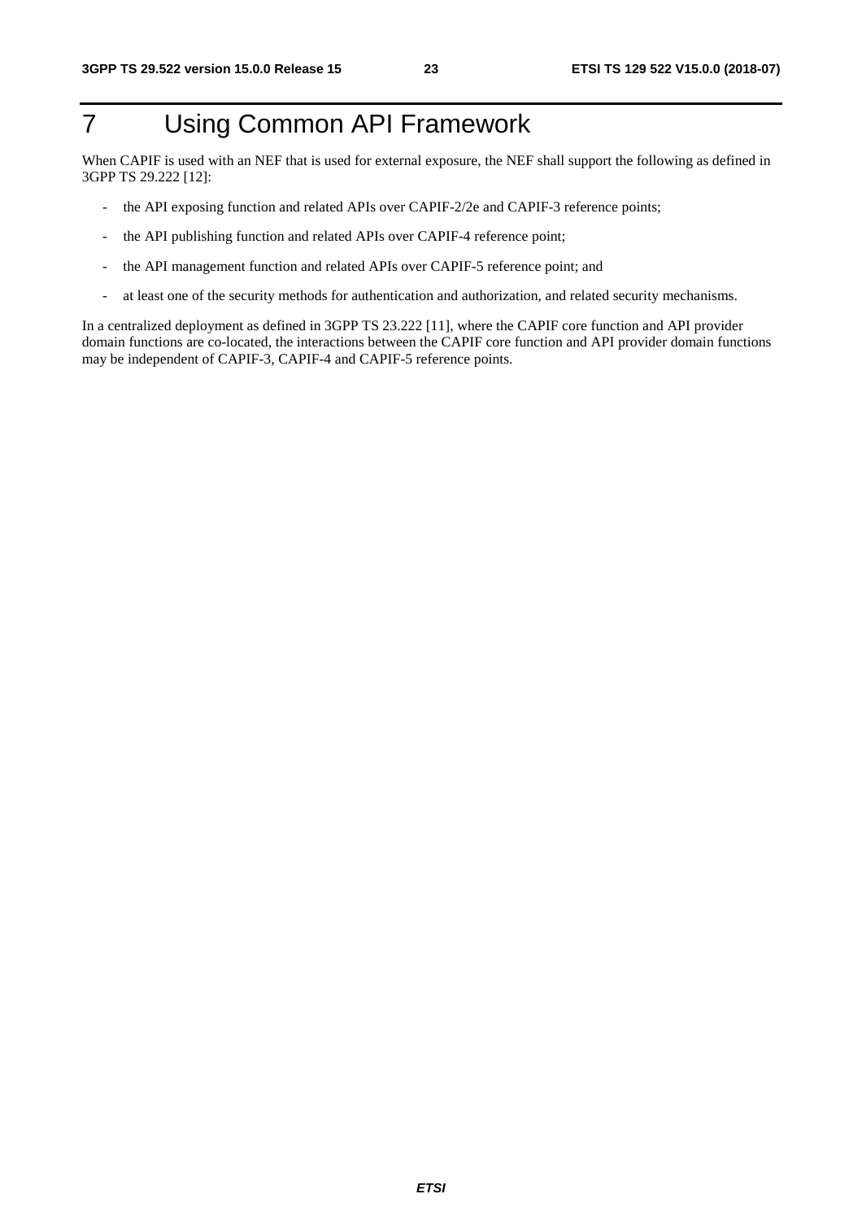# 7 Using Common API Framework

When CAPIF is used with an NEF that is used for external exposure, the NEF shall support the following as defined in 3GPP TS 29.222 [12]:

- the API exposing function and related APIs over CAPIF-2/2e and CAPIF-3 reference points;
- the API publishing function and related APIs over CAPIF-4 reference point;
- the API management function and related APIs over CAPIF-5 reference point; and
- at least one of the security methods for authentication and authorization, and related security mechanisms.

In a centralized deployment as defined in 3GPP TS 23.222 [11], where the CAPIF core function and API provider domain functions are co-located, the interactions between the CAPIF core function and API provider domain functions may be independent of CAPIF-3, CAPIF-4 and CAPIF-5 reference points.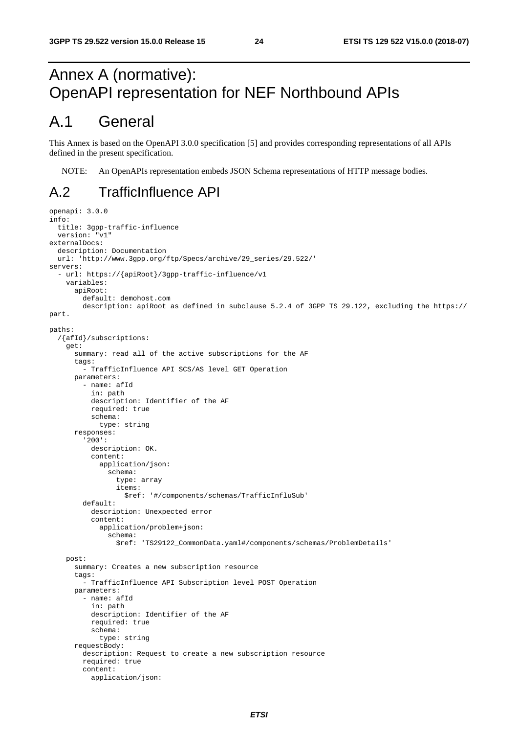# Annex A (normative): OpenAPI representation for NEF Northbound APIs

## A.1 General

This Annex is based on the OpenAPI 3.0.0 specification [5] and provides corresponding representations of all APIs defined in the present specification.

NOTE: An OpenAPIs representation embeds JSON Schema representations of HTTP message bodies.

## A.2 TrafficInfluence API

```
openapi: 3.0.0
info:
  title: 3gpp-traffic-influence
  version: "v1"
externalDocs:
  description: Documentation
  url: 'http://www.3gpp.org/ftp/Specs/archive/29_series/29.522/'
servers:
  - url: https://{apiRoot}/3gpp-traffic-influence/v1
    variables:
      apiRoot:
        default: demohost.com
        description: apiRoot as defined in subclause 5.2.4 of 3GPP TS 29.122, excluding the https://
part.

paths:
  /{afId}/subscriptions:
    get:
      summary: read all of the active subscriptions for the AF
      tags:
        - TrafficInfluence API SCS/AS level GET Operation
      parameters:
        - name: afId
          in: path
          description: Identifier of the AF
          required: true
          schema:
            type: string
      responses:
        '200':
          description: OK.
          content:
            application/json:
              schema:
                type: array
                items:
                  $ref: '#/components/schemas/TrafficInfluSub'
        default:
          description: Unexpected error
          content:
            application/problem+json:
              schema:
                $ref: 'TS29122_CommonData.yaml#/components/schemas/ProblemDetails'

    post:
      summary: Creates a new subscription resource
      tags:
        - TrafficInfluence API Subscription level POST Operation
      parameters:
        - name: afId
          in: path
          description: Identifier of the AF
          required: true
          schema:
            type: string
      requestBody:
        description: Request to create a new subscription resource
        required: true
        content:
          application/json:
```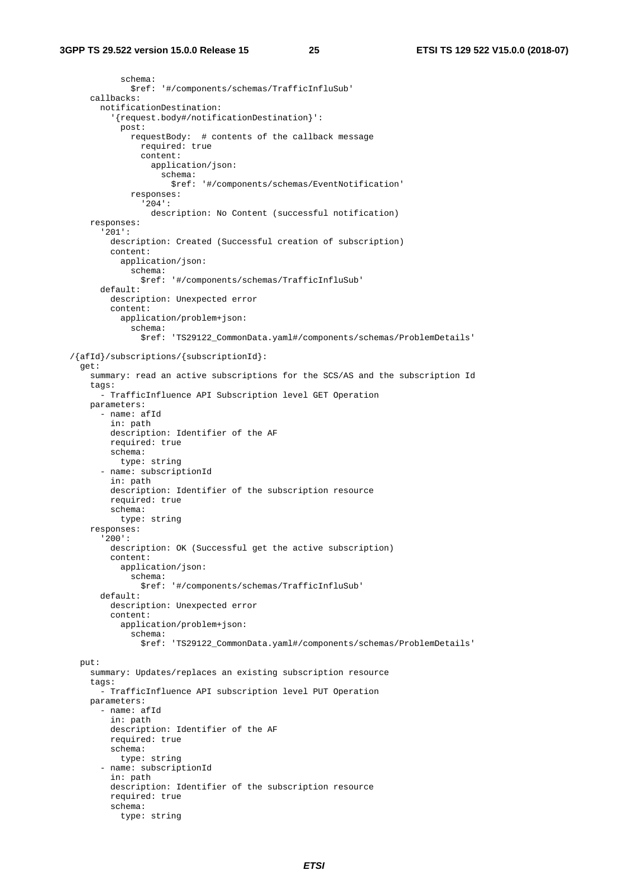```
          schema:
            $ref: '#/components/schemas/TrafficInfluSub'
      callbacks:
        notificationDestination:
          '{request.body#/notificationDestination}':
            post:
              requestBody:  # contents of the callback message
                required: true
                content:
                  application/json:
                    schema:
                      $ref: '#/components/schemas/EventNotification'
              responses:
                '204':
                  description: No Content (successful notification)
      responses:
        '201':
          description: Created (Successful creation of subscription)
          content:
            application/json:
              schema:
                $ref: '#/components/schemas/TrafficInfluSub'
        default:
          description: Unexpected error
          content:
            application/problem+json:
              schema:
                $ref: 'TS29122_CommonData.yaml#/components/schemas/ProblemDetails'

  /{afId}/subscriptions/{subscriptionId}:
    get:
      summary: read an active subscriptions for the SCS/AS and the subscription Id
      tags:
        - TrafficInfluence API Subscription level GET Operation
      parameters:
        - name: afId
          in: path
          description: Identifier of the AF
          required: true
          schema:
            type: string
        - name: subscriptionId
          in: path
          description: Identifier of the subscription resource
          required: true
          schema:
            type: string
      responses:
        '200':
          description: OK (Successful get the active subscription)
          content:
            application/json:
              schema:
                $ref: '#/components/schemas/TrafficInfluSub'
        default:
          description: Unexpected error
          content:
            application/problem+json:
              schema:
                $ref: 'TS29122_CommonData.yaml#/components/schemas/ProblemDetails'

    put:
      summary: Updates/replaces an existing subscription resource
      tags:
        - TrafficInfluence API subscription level PUT Operation
      parameters:
        - name: afId
          in: path
          description: Identifier of the AF
          required: true
          schema:
            type: string
        - name: subscriptionId
          in: path
          description: Identifier of the subscription resource
          required: true
          schema:
            type: string
```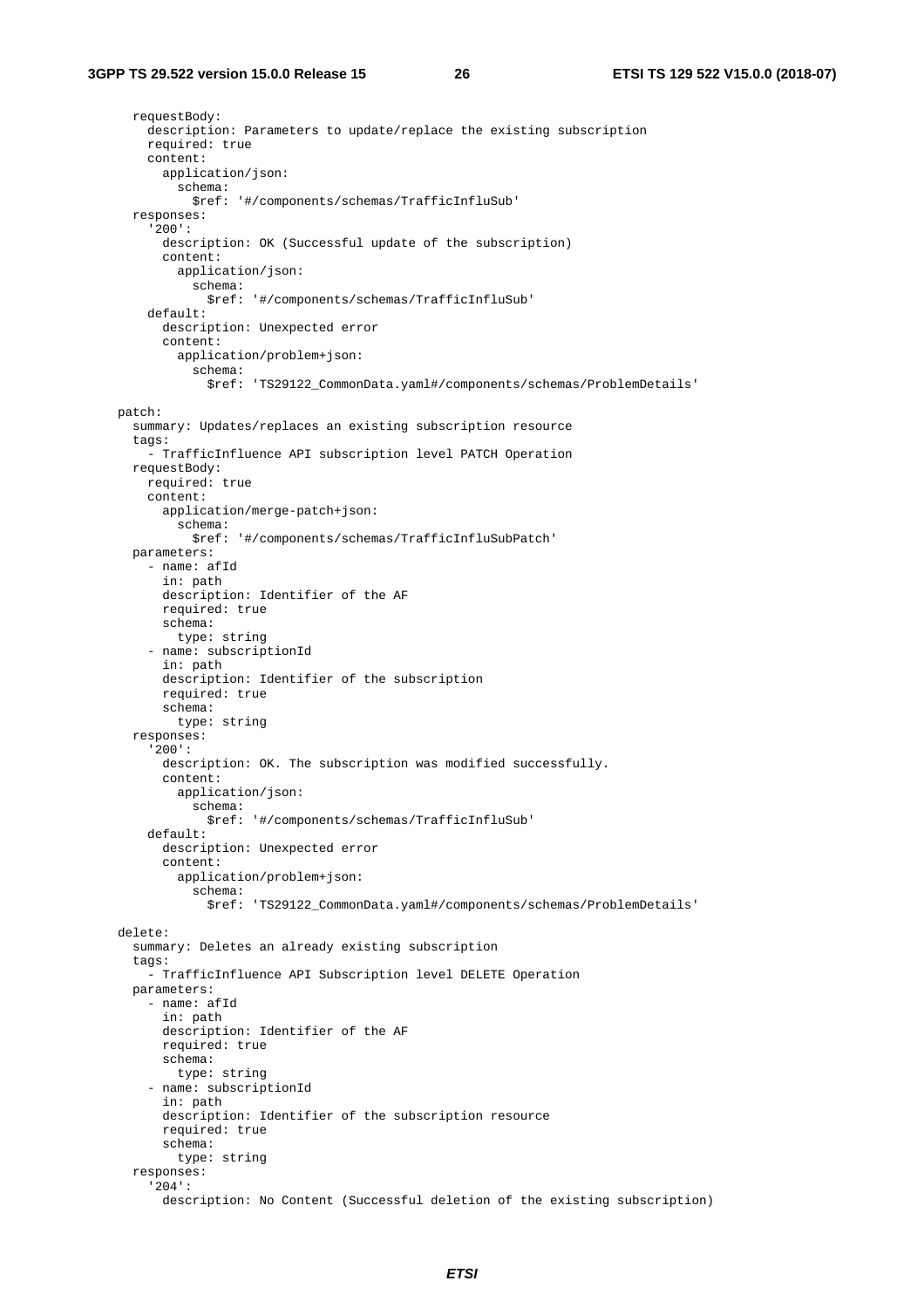```
      requestBody:
        description: Parameters to update/replace the existing subscription
        required: true
        content:
          application/json:
            schema:
              $ref: '#/components/schemas/TrafficInfluSub'
      responses:
        '200':
          description: OK (Successful update of the subscription)
          content:
            application/json:
              schema:
                $ref: '#/components/schemas/TrafficInfluSub'
        default:
          description: Unexpected error
          content:
            application/problem+json:
              schema:
                $ref: 'TS29122_CommonData.yaml#/components/schemas/ProblemDetails'

    patch:
      summary: Updates/replaces an existing subscription resource
      tags:
        - TrafficInfluence API subscription level PATCH Operation
      requestBody:
        required: true
        content:
          application/merge-patch+json:
            schema:
              $ref: '#/components/schemas/TrafficInfluSubPatch'
      parameters:
        - name: afId
          in: path
          description: Identifier of the AF
          required: true
          schema:
            type: string
        - name: subscriptionId
          in: path
          description: Identifier of the subscription
          required: true
          schema:
            type: string
      responses:
        '200':
          description: OK. The subscription was modified successfully.
          content:
            application/json:
              schema:
                $ref: '#/components/schemas/TrafficInfluSub'
        default:
          description: Unexpected error
          content:
            application/problem+json:
              schema:
                $ref: 'TS29122_CommonData.yaml#/components/schemas/ProblemDetails'

    delete:
      summary: Deletes an already existing subscription
      tags:
        - TrafficInfluence API Subscription level DELETE Operation
      parameters:
        - name: afId
          in: path
          description: Identifier of the AF
          required: true
          schema:
            type: string
        - name: subscriptionId
          in: path
          description: Identifier of the subscription resource
          required: true
          schema:
            type: string
      responses:
        '204':
          description: No Content (Successful deletion of the existing subscription)
```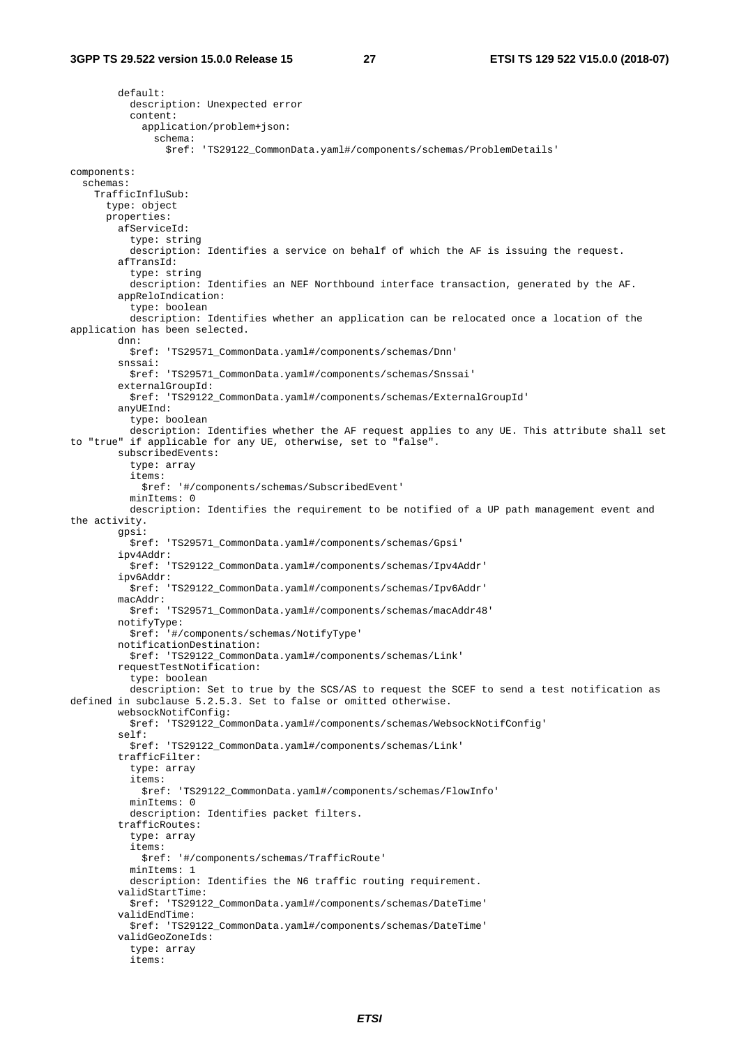```
        default:
          description: Unexpected error
          content:
            application/problem+json:
              schema:
                $ref: 'TS29122_CommonData.yaml#/components/schemas/ProblemDetails'

components:
  schemas:
    TrafficInfluSub:
      type: object
      properties:
        afServiceId:
          type: string
          description: Identifies a service on behalf of which the AF is issuing the request.
        afTransId:
          type: string
          description: Identifies an NEF Northbound interface transaction, generated by the AF.
        appReloIndication:
          type: boolean
          description: Identifies whether an application can be relocated once a location of the 
application has been selected.
        dnn:
          $ref: 'TS29571_CommonData.yaml#/components/schemas/Dnn'
        snssai:
          $ref: 'TS29571_CommonData.yaml#/components/schemas/Snssai'
        externalGroupId:
          $ref: 'TS29122_CommonData.yaml#/components/schemas/ExternalGroupId'
        anyUEInd:
          type: boolean
          description: Identifies whether the AF request applies to any UE. This attribute shall set 
to "true" if applicable for any UE, otherwise, set to "false".
        subscribedEvents:
          type: array
          items:
            $ref: '#/components/schemas/SubscribedEvent'
          minItems: 0
          description: Identifies the requirement to be notified of a UP path management event and 
the activity.
        gpsi:
          $ref: 'TS29571_CommonData.yaml#/components/schemas/Gpsi'
        ipv4Addr:
          $ref: 'TS29122_CommonData.yaml#/components/schemas/Ipv4Addr'
        ipv6Addr:
          $ref: 'TS29122_CommonData.yaml#/components/schemas/Ipv6Addr'
        macAddr:
          $ref: 'TS29571_CommonData.yaml#/components/schemas/macAddr48'
        notifyType:
          $ref: '#/components/schemas/NotifyType'
        notificationDestination:
          $ref: 'TS29122_CommonData.yaml#/components/schemas/Link'
        requestTestNotification:
          type: boolean
          description: Set to true by the SCS/AS to request the SCEF to send a test notification as 
defined in subclause 5.2.5.3. Set to false or omitted otherwise.
        websockNotifConfig:
          $ref: 'TS29122_CommonData.yaml#/components/schemas/WebsockNotifConfig'
        self:
          $ref: 'TS29122_CommonData.yaml#/components/schemas/Link'
        trafficFilter:
          type: array
          items:
            $ref: 'TS29122_CommonData.yaml#/components/schemas/FlowInfo'
          minItems: 0
          description: Identifies packet filters.
        trafficRoutes:
          type: array
          items:
            $ref: '#/components/schemas/TrafficRoute'
          minItems: 1
          description: Identifies the N6 traffic routing requirement.
        validStartTime:
          $ref: 'TS29122_CommonData.yaml#/components/schemas/DateTime'
        validEndTime:
          $ref: 'TS29122_CommonData.yaml#/components/schemas/DateTime'
        validGeoZoneIds:
          type: array
          items:
```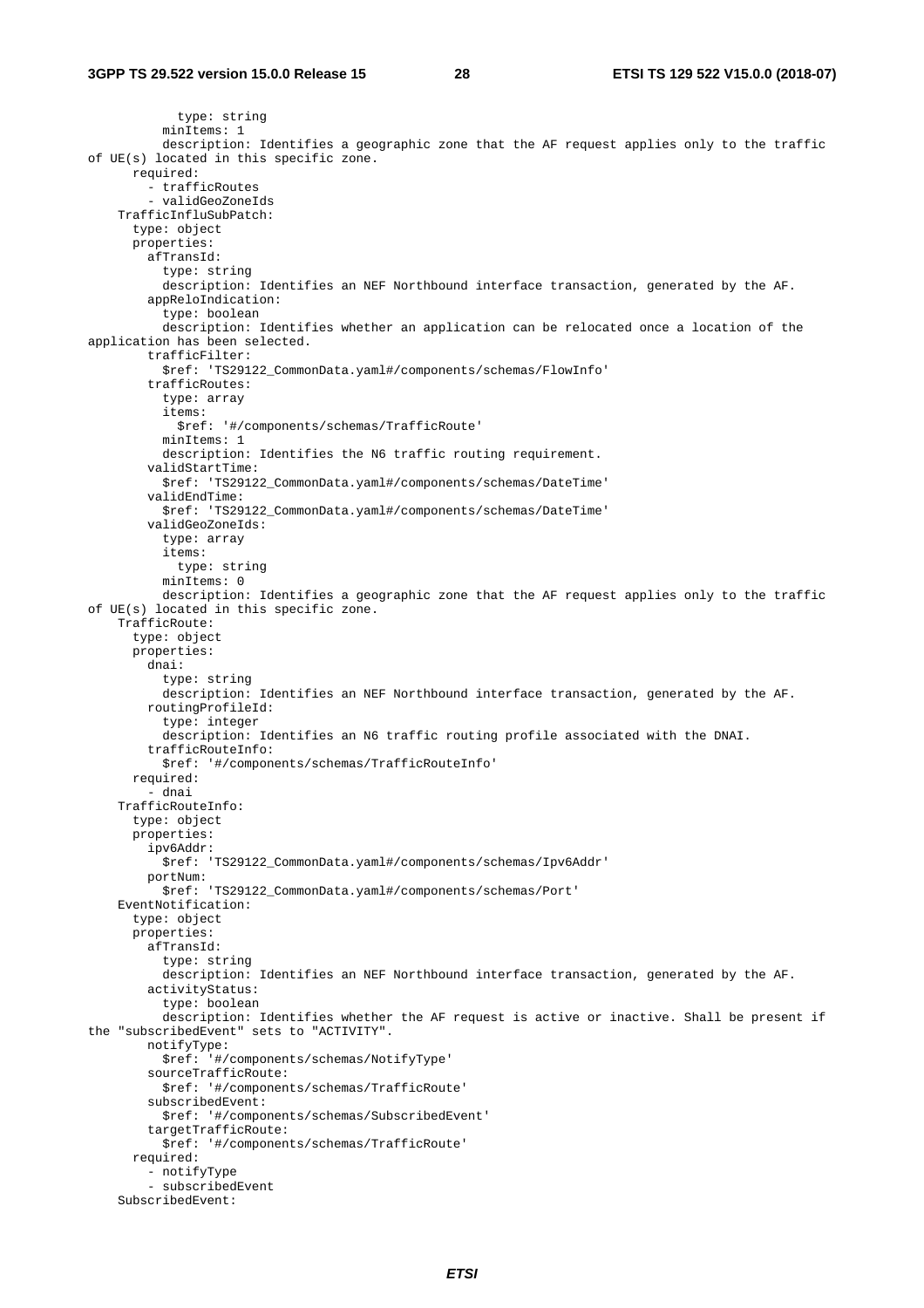```
            type: string
          minItems: 1
          description: Identifies a geographic zone that the AF request applies only to the traffic
of UE(s) located in this specific zone.
      required:
        - trafficRoutes
        - validGeoZoneIds
    TrafficInfluSubPatch:
      type: object
      properties:
        afTransId:
          type: string
          description: Identifies an NEF Northbound interface transaction, generated by the AF.
        appReloIndication:
          type: boolean
          description: Identifies whether an application can be relocated once a location of the
application has been selected.
        trafficFilter:
          $ref: 'TS29122_CommonData.yaml#/components/schemas/FlowInfo'
        trafficRoutes:
          type: array
          items:
            $ref: '#/components/schemas/TrafficRoute'
          minItems: 1
          description: Identifies the N6 traffic routing requirement.
        validStartTime:
          $ref: 'TS29122_CommonData.yaml#/components/schemas/DateTime'
        validEndTime:
          $ref: 'TS29122_CommonData.yaml#/components/schemas/DateTime'
        validGeoZoneIds:
          type: array
          items:
            type: string
          minItems: 0
          description: Identifies a geographic zone that the AF request applies only to the traffic
of UE(s) located in this specific zone.
    TrafficRoute:
      type: object
      properties:
        dnai:
          type: string
          description: Identifies an NEF Northbound interface transaction, generated by the AF.
        routingProfileId:
          type: integer
          description: Identifies an N6 traffic routing profile associated with the DNAI.
        trafficRouteInfo:
          $ref: '#/components/schemas/TrafficRouteInfo'
      required:
        - dnai
    TrafficRouteInfo:
      type: object
      properties:
        ipv6Addr:
          $ref: 'TS29122_CommonData.yaml#/components/schemas/Ipv6Addr'
        portNum:
          $ref: 'TS29122_CommonData.yaml#/components/schemas/Port'
    EventNotification:
      type: object
      properties:
        afTransId:
          type: string
          description: Identifies an NEF Northbound interface transaction, generated by the AF.
        activityStatus:
          type: boolean
          description: Identifies whether the AF request is active or inactive. Shall be present if
the "subscribedEvent" sets to "ACTIVITY".
        notifyType:
          $ref: '#/components/schemas/NotifyType'
        sourceTrafficRoute:
          $ref: '#/components/schemas/TrafficRoute'
        subscribedEvent:
          $ref: '#/components/schemas/SubscribedEvent'
        targetTrafficRoute:
          $ref: '#/components/schemas/TrafficRoute'
      required:
        - notifyType
        - subscribedEvent
    SubscribedEvent:
```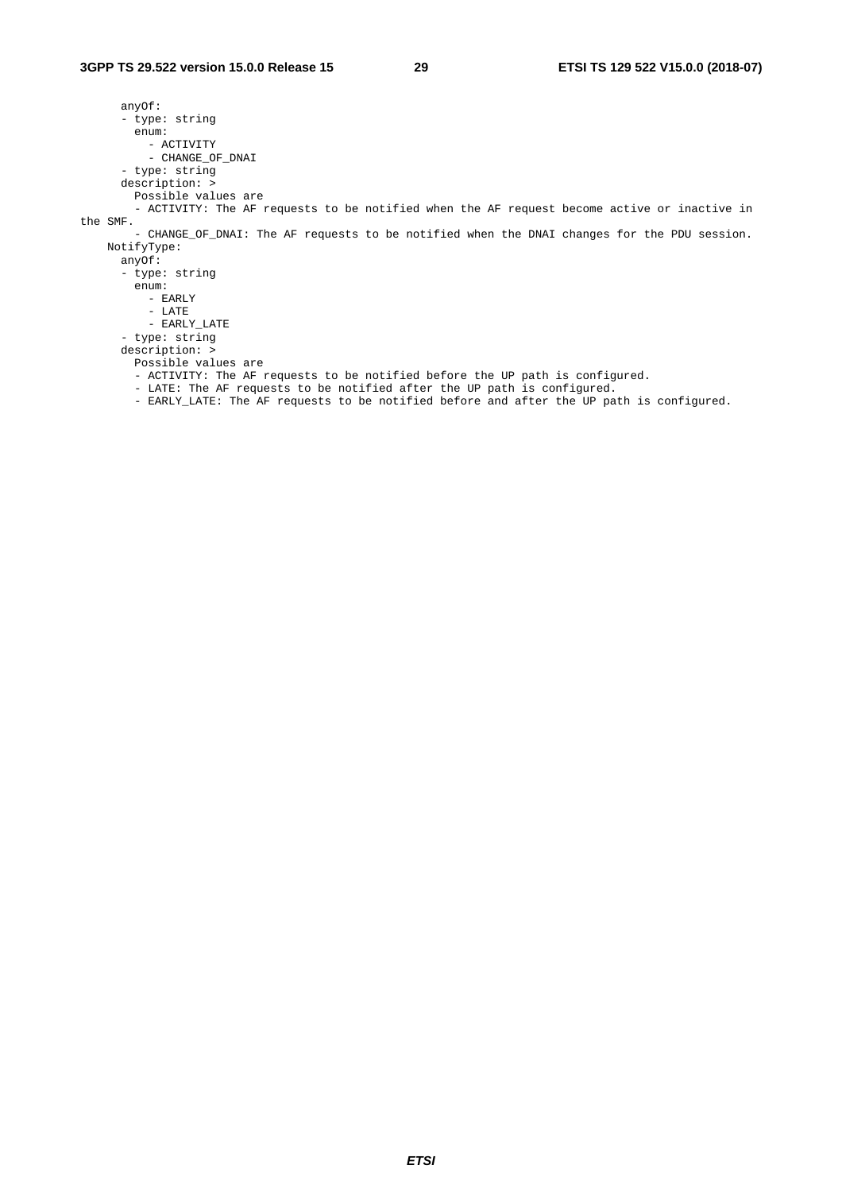```
      anyOf:
      - type: string
        enum:
          - ACTIVITY
          - CHANGE_OF_DNAI
      - type: string
      description: >
        Possible values are
        - ACTIVITY: The AF requests to be notified when the AF request become active or inactive in
the SMF.
        - CHANGE_OF_DNAI: The AF requests to be notified when the DNAI changes for the PDU session.
    NotifyType:
      anyOf:
      - type: string
        enum:
          - EARLY
          - LATE
          - EARLY_LATE
      - type: string
      description: >
        Possible values are
        - ACTIVITY: The AF requests to be notified before the UP path is configured.
        - LATE: The AF requests to be notified after the UP path is configured.
        - EARLY_LATE: The AF requests to be notified before and after the UP path is configured.
```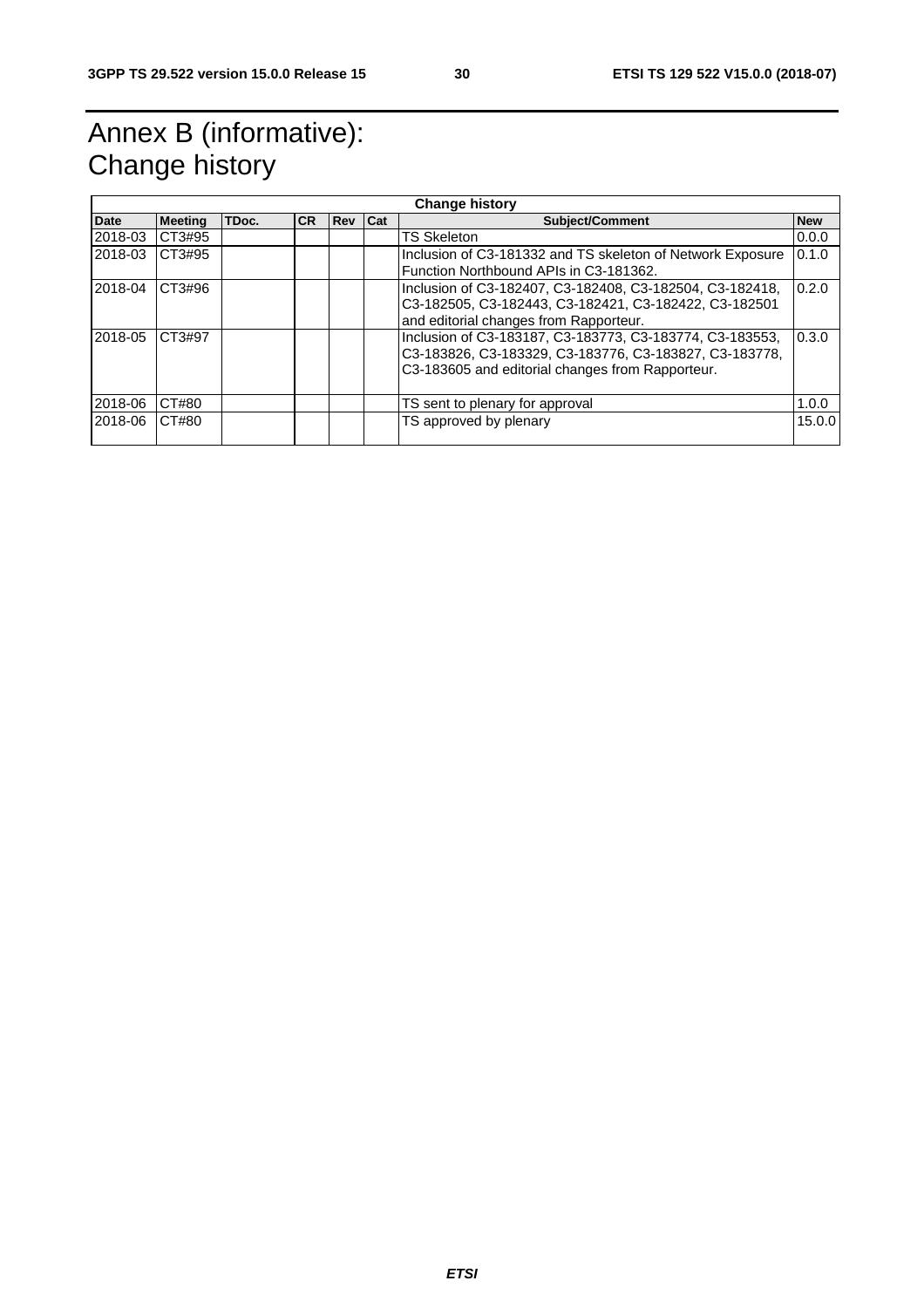# Annex B (informative): Change history

| Change history | | | | | | | |
|---|---|---|---|---|---|---|---|
| **Date** | **Meeting** | **TDoc.** | **CR** | **Rev** | **Cat** | **Subject/Comment** | **New** |
| 2018-03 | CT3#95 | | | | | TS Skeleton | 0.0.0 |
| 2018-03 | CT3#95 | | | | | Inclusion of C3-181332 and TS skeleton of Network Exposure Function Northbound APIs in C3-181362. | 0.1.0 |
| 2018-04 | CT3#96 | | | | | Inclusion of C3-182407, C3-182408, C3-182504, C3-182418, C3-182505, C3-182443, C3-182421, C3-182422, C3-182501 and editorial changes from Rapporteur. | 0.2.0 |
| 2018-05 | CT3#97 | | | | | Inclusion of C3-183187, C3-183773, C3-183774, C3-183553, C3-183826, C3-183329, C3-183776, C3-183827, C3-183778, C3-183605 and editorial changes from Rapporteur. | 0.3.0 |
| 2018-06 | CT#80 | | | | | TS sent to plenary for approval | 1.0.0 |
| 2018-06 | CT#80 | | | | | TS approved by plenary | 15.0.0 |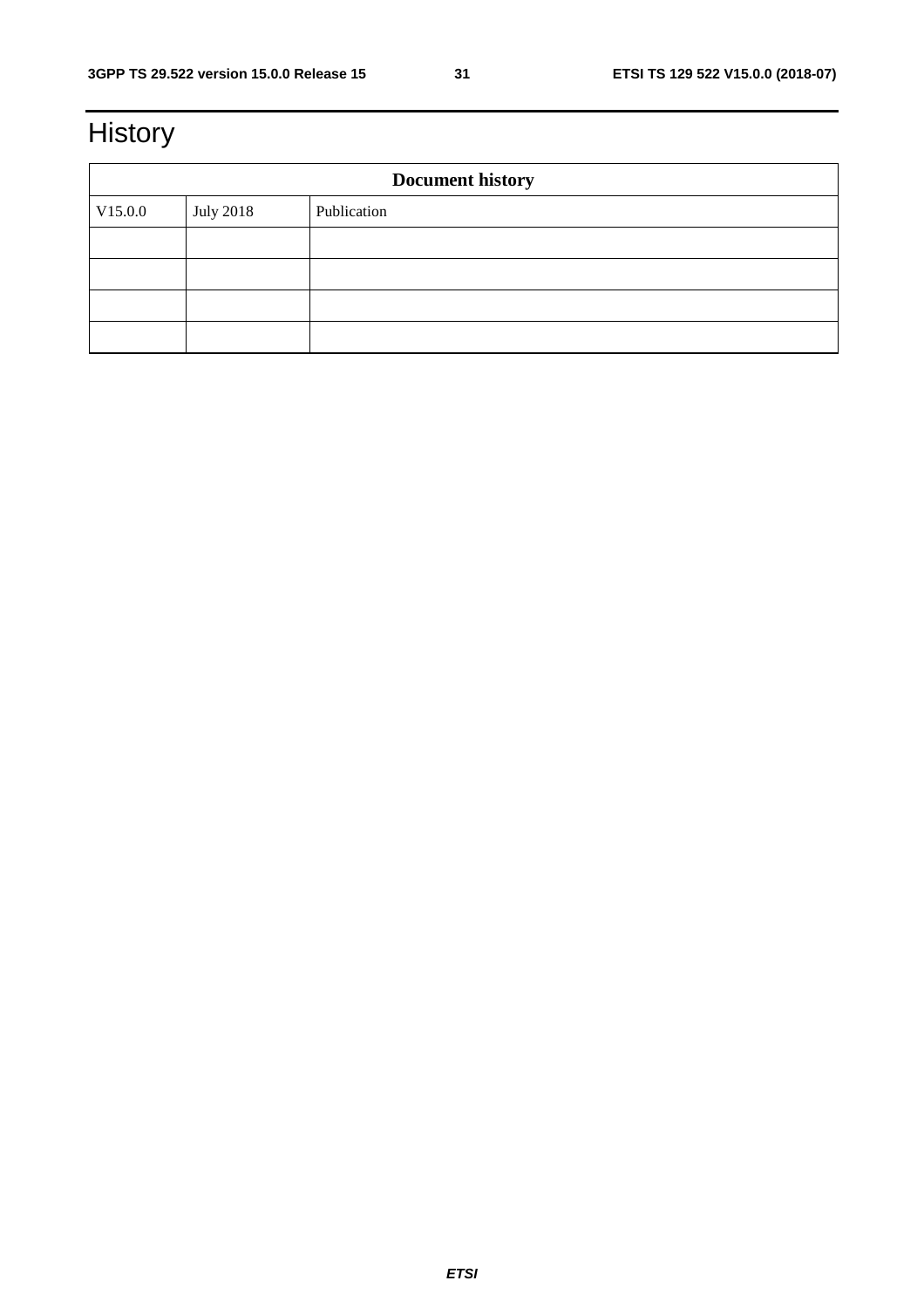# History

| Document history | | |
|---|---|---|
| V15.0.0 | July 2018 | Publication |
| | | |
| | | |
| | | |
| | | |